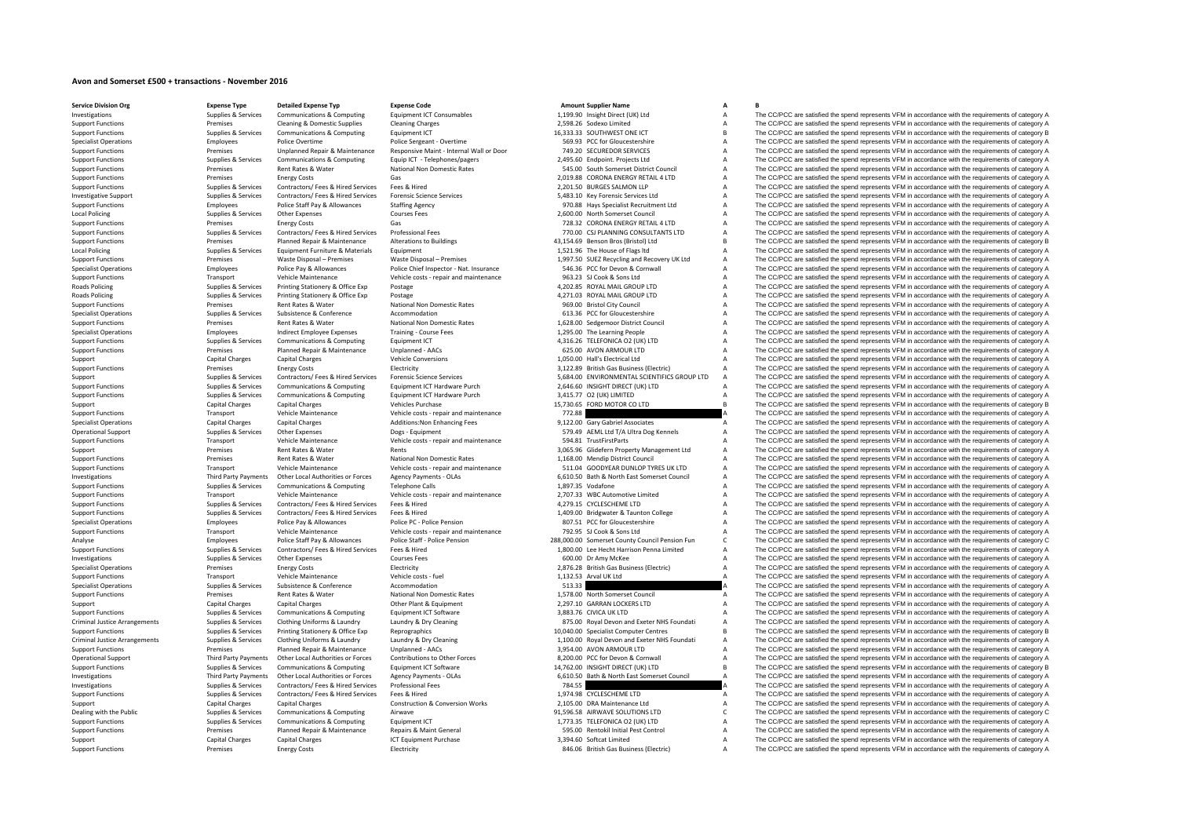# Avon and Somerset £500 + transactions - November 2016

| Service Division Org | Expense Type | Detailed Expense Typ | Expense Code | Amount | Supplier Name | A | B |
|---|---|---|---|---|---|---|---|
| Investigations | Supplies & Services | Communications & Computing | Equipment ICT Consumables | 1,199.90 | Insight Direct (UK) Ltd | A | The CC/PCC are satisfied the spend represents VFM in accordance with the requirements of category A |
| Support Functions | Premises | Cleaning & Domestic Supplies | Cleaning Charges | 2,598.26 | Sodexo Limited | A | The CC/PCC are satisfied the spend represents VFM in accordance with the requirements of category A |
| Support Functions | Supplies & Services | Communications & Computing | Equipment ICT | 16,333.33 | SOUTHWEST ONE ICT | B | The CC/PCC are satisfied the spend represents VFM in accordance with the requirements of category B |
| Specialist Operations | Employees | Police Overtime | Police Sergeant - Overtime | 569.93 | PCC for Gloucestershire | A | The CC/PCC are satisfied the spend represents VFM in accordance with the requirements of category A |
| Support Functions | Premises | Unplanned Repair & Maintenance | Responsive Maint - Internal Wall or Door | 749.20 | SECUREDOR SERVICES | A | The CC/PCC are satisfied the spend represents VFM in accordance with the requirements of category A |
| Support Functions | Supplies & Services | Communications & Computing | Equip ICT - Telephones/pagers | 2,495.60 | Endpoint. Projects Ltd | A | The CC/PCC are satisfied the spend represents VFM in accordance with the requirements of category A |
| Support Functions | Premises | Rent Rates & Water | National Non Domestic Rates | 545.00 | South Somerset District Council | A | The CC/PCC are satisfied the spend represents VFM in accordance with the requirements of category A |
| Support Functions | Premises | Energy Costs | Gas | 2,019.88 | CORONA ENERGY RETAIL 4 LTD | A | The CC/PCC are satisfied the spend represents VFM in accordance with the requirements of category A |
| Support Functions | Supplies & Services | Contractors/ Fees & Hired Services | Fees & Hired | 2,201.50 | BURGES SALMON LLP | A | The CC/PCC are satisfied the spend represents VFM in accordance with the requirements of category A |
| Investigative Support | Supplies & Services | Contractors/ Fees & Hired Services | Forensic Science Services | 5,483.10 | Key Forensic Services Ltd | A | The CC/PCC are satisfied the spend represents VFM in accordance with the requirements of category A |
| Support Functions | Employees | Police Staff Pay & Allowances | Staffing Agency | 970.88 | Hays Specialist Recruitment Ltd | A | The CC/PCC are satisfied the spend represents VFM in accordance with the requirements of category A |
| Local Policing | Supplies & Services | Other Expenses | Courses Fees | 2,600.00 | North Somerset Council | A | The CC/PCC are satisfied the spend represents VFM in accordance with the requirements of category A |
| Support Functions | Premises | Energy Costs | Gas | 728.32 | CORONA ENERGY RETAIL 4 LTD | A | The CC/PCC are satisfied the spend represents VFM in accordance with the requirements of category A |
| Support Functions | Supplies & Services | Contractors/ Fees & Hired Services | Professional Fees | 770.00 | CSJ PLANNING CONSULTANTS LTD | A | The CC/PCC are satisfied the spend represents VFM in accordance with the requirements of category A |
| Support Functions | Premises | Planned Repair & Maintenance | Alterations to Buildings | 43,154.69 | Benson Bros (Bristol) Ltd | B | The CC/PCC are satisfied the spend represents VFM in accordance with the requirements of category B |
| Local Policing | Supplies & Services | Equipment Furniture & Materials | Equipment | 1,521.96 | The House of Flags ltd | A | The CC/PCC are satisfied the spend represents VFM in accordance with the requirements of category A |
| Support Functions | Premises | Waste Disposal – Premises | Waste Disposal – Premises | 1,997.50 | SUEZ Recycling and Recovery UK Ltd | A | The CC/PCC are satisfied the spend represents VFM in accordance with the requirements of category A |
| Specialist Operations | Employees | Police Pay & Allowances | Police Chief Inspector - Nat. Insurance | 546.36 | PCC for Devon & Cornwall | A | The CC/PCC are satisfied the spend represents VFM in accordance with the requirements of category A |
| Support Functions | Transport | Vehicle Maintenance | Vehicle costs - repair and maintenance | 963.23 | SJ Cook & Sons Ltd | A | The CC/PCC are satisfied the spend represents VFM in accordance with the requirements of category A |
| Roads Policing | Supplies & Services | Printing Stationery & Office Exp | Postage | 4,202.85 | ROYAL MAIL GROUP LTD | A | The CC/PCC are satisfied the spend represents VFM in accordance with the requirements of category A |
| Roads Policing | Supplies & Services | Printing Stationery & Office Exp | Postage | 4,271.03 | ROYAL MAIL GROUP LTD | A | The CC/PCC are satisfied the spend represents VFM in accordance with the requirements of category A |
| Support Functions | Premises | Rent Rates & Water | National Non Domestic Rates | 969.00 | Bristol City Council | A | The CC/PCC are satisfied the spend represents VFM in accordance with the requirements of category A |
| Specialist Operations | Supplies & Services | Subsistence & Conference | Accommodation | 613.36 | PCC for Gloucestershire | A | The CC/PCC are satisfied the spend represents VFM in accordance with the requirements of category A |
| Support Functions | Premises | Rent Rates & Water | National Non Domestic Rates | 1,628.00 | Sedgemoor District Council | A | The CC/PCC are satisfied the spend represents VFM in accordance with the requirements of category A |
| Specialist Operations | Employees | Indirect Employee Expenses | Training - Course Fees | 1,295.00 | The Learning People | A | The CC/PCC are satisfied the spend represents VFM in accordance with the requirements of category A |
| Support Functions | Supplies & Services | Communications & Computing | Equipment ICT | 4,316.26 | TELEFONICA O2 (UK) LTD | A | The CC/PCC are satisfied the spend represents VFM in accordance with the requirements of category A |
| Support Functions | Premises | Planned Repair & Maintenance | Unplanned - AACs | 625.00 | AVON ARMOUR LTD | A | The CC/PCC are satisfied the spend represents VFM in accordance with the requirements of category A |
| Support | Capital Charges | Capital Charges | Vehicle Conversions | 1,050.00 | Hall's Electrical Ltd | A | The CC/PCC are satisfied the spend represents VFM in accordance with the requirements of category A |
| Support Functions | Premises | Energy Costs | Electricity | 3,122.89 | British Gas Business (Electric) | A | The CC/PCC are satisfied the spend represents VFM in accordance with the requirements of category A |
| Support | Supplies & Services | Contractors/ Fees & Hired Services | Forensic Science Services | 5,684.00 | ENVIRONMENTAL SCIENTIFICS GROUP LTD | A | The CC/PCC are satisfied the spend represents VFM in accordance with the requirements of category A |
| Support Functions | Supplies & Services | Communications & Computing | Equipment ICT Hardware Purch | 2,646.60 | INSIGHT DIRECT (UK) LTD | A | The CC/PCC are satisfied the spend represents VFM in accordance with the requirements of category A |
| Support Functions | Supplies & Services | Communications & Computing | Equipment ICT Hardware Purch | 3,415.77 | O2 (UK) LIMITED | A | The CC/PCC are satisfied the spend represents VFM in accordance with the requirements of category A |
| Support | Capital Charges | Capital Charges | Vehicles Purchase | 15,730.65 | FORD MOTOR CO LTD | B | The CC/PCC are satisfied the spend represents VFM in accordance with the requirements of category B |
| Support Functions | Transport | Vehicle Maintenance | Vehicle costs - repair and maintenance | 772.88 | | A | The CC/PCC are satisfied the spend represents VFM in accordance with the requirements of category A |
| Specialist Operations | Capital Charges | Capital Charges | Additions:Non Enhancing Fees | 9,122.00 | Gary Gabriel Associates | A | The CC/PCC are satisfied the spend represents VFM in accordance with the requirements of category A |
| Operational Support | Supplies & Services | Other Expenses | Dogs - Equipment | 579.49 | AEML Ltd T/A Ultra Dog Kennels | A | The CC/PCC are satisfied the spend represents VFM in accordance with the requirements of category A |
| Support Functions | Transport | Vehicle Maintenance | Vehicle costs - repair and maintenance | 594.81 | TrustFirstParts | A | The CC/PCC are satisfied the spend represents VFM in accordance with the requirements of category A |
| Support | Premises | Rent Rates & Water | Rents | 3,065.96 | Glidefern Property Management Ltd | A | The CC/PCC are satisfied the spend represents VFM in accordance with the requirements of category A |
| Support Functions | Premises | Rent Rates & Water | National Non Domestic Rates | 1,168.00 | Mendip District Council | A | The CC/PCC are satisfied the spend represents VFM in accordance with the requirements of category A |
| Support Functions | Transport | Vehicle Maintenance | Vehicle costs - repair and maintenance | 511.04 | GOODYEAR DUNLOP TYRES UK LTD | A | The CC/PCC are satisfied the spend represents VFM in accordance with the requirements of category A |
| Investigations | Third Party Payments | Other Local Authorities or Forces | Agency Payments - OLAs | 6,610.50 | Bath & North East Somerset Council | A | The CC/PCC are satisfied the spend represents VFM in accordance with the requirements of category A |
| Support Functions | Supplies & Services | Communications & Computing | Telephone Calls | 1,897.35 | Vodafone | A | The CC/PCC are satisfied the spend represents VFM in accordance with the requirements of category A |
| Support Functions | Transport | Vehicle Maintenance | Vehicle costs - repair and maintenance | 2,707.33 | WBC Automotive Limited | A | The CC/PCC are satisfied the spend represents VFM in accordance with the requirements of category A |
| Support Functions | Supplies & Services | Contractors/ Fees & Hired Services | Fees & Hired | 4,279.15 | CYCLESCHEME LTD | A | The CC/PCC are satisfied the spend represents VFM in accordance with the requirements of category A |
| Support Functions | Supplies & Services | Contractors/ Fees & Hired Services | Fees & Hired | 1,409.00 | Bridgwater & Taunton College | A | The CC/PCC are satisfied the spend represents VFM in accordance with the requirements of category A |
| Specialist Operations | Employees | Police Pay & Allowances | Police PC - Police Pension | 807.51 | PCC for Gloucestershire | A | The CC/PCC are satisfied the spend represents VFM in accordance with the requirements of category A |
| Support Functions | Transport | Vehicle Maintenance | Vehicle costs - repair and maintenance | 792.95 | SJ Cook & Sons Ltd | A | The CC/PCC are satisfied the spend represents VFM in accordance with the requirements of category A |
| Analyse | Employees | Police Staff Pay & Allowances | Police Staff - Police Pension | 288,000.00 | Somerset County Council Pension Fun | C | The CC/PCC are satisfied the spend represents VFM in accordance with the requirements of category C |
| Support Functions | Supplies & Services | Contractors/ Fees & Hired Services | Fees & Hired | 1,800.00 | Lee Hecht Harrison Penna Limited | A | The CC/PCC are satisfied the spend represents VFM in accordance with the requirements of category A |
| Investigations | Supplies & Services | Other Expenses | Courses Fees | 600.00 | Dr Amy McKee | A | The CC/PCC are satisfied the spend represents VFM in accordance with the requirements of category A |
| Specialist Operations | Premises | Energy Costs | Electricity | 2,876.28 | British Gas Business (Electric) | A | The CC/PCC are satisfied the spend represents VFM in accordance with the requirements of category A |
| Support Functions | Transport | Vehicle Maintenance | Vehicle costs - fuel | 1,132.53 | Arval UK Ltd | A | The CC/PCC are satisfied the spend represents VFM in accordance with the requirements of category A |
| Specialist Operations | Supplies & Services | Subsistence & Conference | Accommodation | 513.33 | | A | The CC/PCC are satisfied the spend represents VFM in accordance with the requirements of category A |
| Support Functions | Premises | Rent Rates & Water | National Non Domestic Rates | 1,578.00 | North Somerset Council | A | The CC/PCC are satisfied the spend represents VFM in accordance with the requirements of category A |
| Support | Capital Charges | Capital Charges | Other Plant & Equipment | 2,297.10 | GARRAN LOCKERS LTD | A | The CC/PCC are satisfied the spend represents VFM in accordance with the requirements of category A |
| Support Functions | Supplies & Services | Communications & Computing | Equipment ICT Software | 3,883.76 | CIVICA UK LTD | A | The CC/PCC are satisfied the spend represents VFM in accordance with the requirements of category A |
| Criminal Justice Arrangements | Supplies & Services | Clothing Uniforms & Laundry | Laundry & Dry Cleaning | 875.00 | Royal Devon and Exeter NHS Foundati | A | The CC/PCC are satisfied the spend represents VFM in accordance with the requirements of category A |
| Support Functions | Supplies & Services | Printing Stationery & Office Exp | Reprographics | 10,040.00 | Specialist Computer Centres | B | The CC/PCC are satisfied the spend represents VFM in accordance with the requirements of category B |
| Criminal Justice Arrangements | Supplies & Services | Clothing Uniforms & Laundry | Laundry & Dry Cleaning | 1,100.00 | Royal Devon and Exeter NHS Foundati | A | The CC/PCC are satisfied the spend represents VFM in accordance with the requirements of category A |
| Support Functions | Premises | Planned Repair & Maintenance | Unplanned - AACs | 3,954.00 | AVON ARMOUR LTD | A | The CC/PCC are satisfied the spend represents VFM in accordance with the requirements of category A |
| Operational Support | Third Party Payments | Other Local Authorities or Forces | Contributions to Other Forces | 8,200.00 | PCC for Devon & Cornwall | A | The CC/PCC are satisfied the spend represents VFM in accordance with the requirements of category A |
| Support Functions | Supplies & Services | Communications & Computing | Equipment ICT Software | 14,762.00 | INSIGHT DIRECT (UK) LTD | B | The CC/PCC are satisfied the spend represents VFM in accordance with the requirements of category B |
| Investigations | Third Party Payments | Other Local Authorities or Forces | Agency Payments - OLAs | 6,610.50 | Bath & North East Somerset Council | A | The CC/PCC are satisfied the spend represents VFM in accordance with the requirements of category A |
| Investigations | Supplies & Services | Contractors/ Fees & Hired Services | Professional Fees | 784.55 | | A | The CC/PCC are satisfied the spend represents VFM in accordance with the requirements of category A |
| Support Functions | Supplies & Services | Contractors/ Fees & Hired Services | Fees & Hired | 1,974.98 | CYCLESCHEME LTD | A | The CC/PCC are satisfied the spend represents VFM in accordance with the requirements of category A |
| Support | Capital Charges | Capital Charges | Construction & Conversion Works | 2,105.00 | DRA Maintenance Ltd | A | The CC/PCC are satisfied the spend represents VFM in accordance with the requirements of category A |
| Dealing with the Public | Supplies & Services | Communications & Computing | Airwave | 91,596.58 | AIRWAVE SOLUTIONS LTD | C | The CC/PCC are satisfied the spend represents VFM in accordance with the requirements of category C |
| Support Functions | Supplies & Services | Communications & Computing | Equipment ICT | 1,773.35 | TELEFONICA O2 (UK) LTD | A | The CC/PCC are satisfied the spend represents VFM in accordance with the requirements of category A |
| Support Functions | Premises | Planned Repair & Maintenance | Repairs & Maint General | 595.00 | Rentokil Initial Pest Control | A | The CC/PCC are satisfied the spend represents VFM in accordance with the requirements of category A |
| Support | Capital Charges | Capital Charges | ICT Equipment Purchase | 3,394.60 | Softcat Limited | A | The CC/PCC are satisfied the spend represents VFM in accordance with the requirements of category A |
| Support Functions | Premises | Energy Costs | Electricity | 846.06 | British Gas Business (Electric) | A | The CC/PCC are satisfied the spend represents VFM in accordance with the requirements of category A |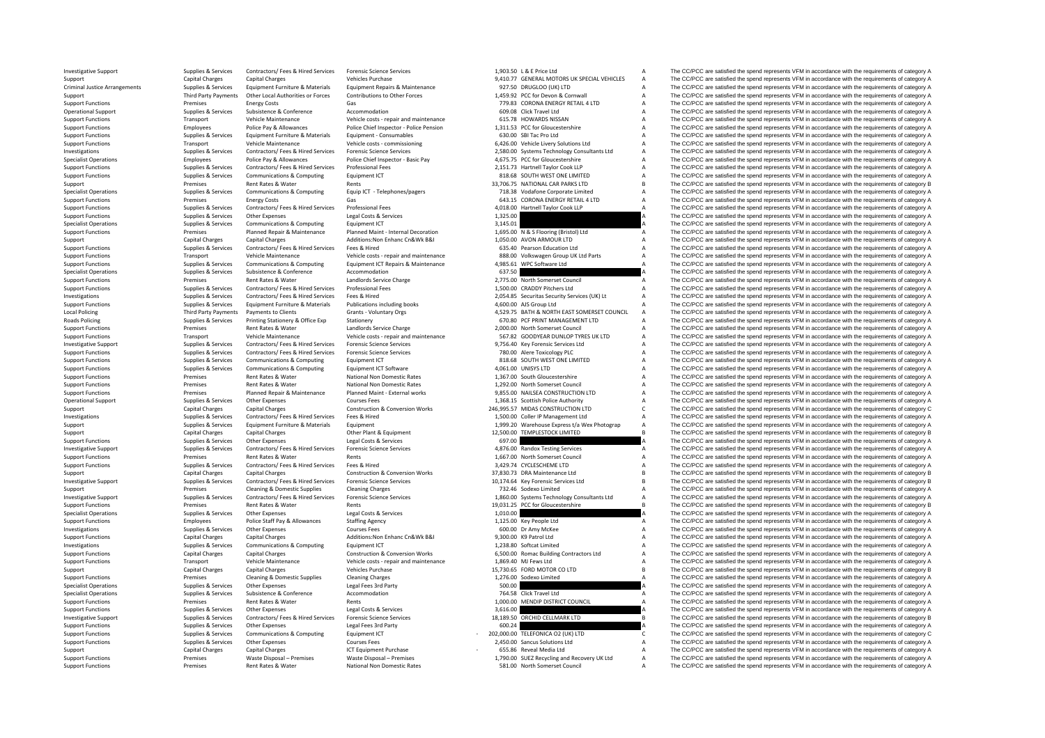| | | | | | | | |
|---|---|---|---|---|---|---|---|
| Investigative Support | Supplies & Services | Contractors/ Fees & Hired Services | Forensic Science Services | 1,903.50 | L & E Price Ltd | A | The CC/PCC are satisfied the spend represents VFM in accordance with the requirements of category A |
| Support | Capital Charges | Capital Charges | Vehicles Purchase | 9,410.77 | GENERAL MOTORS UK SPECIAL VEHICLES | A | The CC/PCC are satisfied the spend represents VFM in accordance with the requirements of category A |
| Criminal Justice Arrangements | Supplies & Services | Equipment Furniture & Materials | Equipment Repairs & Maintenance | 927.50 | DRUGLOO (UK) LTD | A | The CC/PCC are satisfied the spend represents VFM in accordance with the requirements of category A |
| Support | Third Party Payments | Other Local Authorities or Forces | Contributions to Other Forces | 1,459.92 | PCC for Devon & Cornwall | A | The CC/PCC are satisfied the spend represents VFM in accordance with the requirements of category A |
| Support Functions | Premises | Energy Costs | Gas | 779.83 | CORONA ENERGY RETAIL 4 LTD | A | The CC/PCC are satisfied the spend represents VFM in accordance with the requirements of category A |
| Operational Support | Supplies & Services | Subsistence & Conference | Accommodation | 609.08 | Click Travel Ltd | A | The CC/PCC are satisfied the spend represents VFM in accordance with the requirements of category A |
| Support Functions | Transport | Vehicle Maintenance | Vehicle costs - repair and maintenance | 615.78 | HOWARDS NISSAN | A | The CC/PCC are satisfied the spend represents VFM in accordance with the requirements of category A |
| Support Functions | Employees | Police Pay & Allowances | Police Chief Inspector - Police Pension | 1,311.53 | PCC for Gloucestershire | A | The CC/PCC are satisfied the spend represents VFM in accordance with the requirements of category A |
| Support Functions | Supplies & Services | Equipment Furniture & Materials | Equipment - Consumables | 630.00 | SBI Tac Pro Ltd | A | The CC/PCC are satisfied the spend represents VFM in accordance with the requirements of category A |
| Support Functions | Transport | Vehicle Maintenance | Vehicle costs - commissioning | 6,426.00 | Vehicle Livery Solutions Ltd | A | The CC/PCC are satisfied the spend represents VFM in accordance with the requirements of category A |
| Investigations | Supplies & Services | Contractors/ Fees & Hired Services | Forensic Science Services | 2,580.00 | Systems Technology Consultants Ltd | A | The CC/PCC are satisfied the spend represents VFM in accordance with the requirements of category A |
| Specialist Operations | Employees | Police Pay & Allowances | Police Chief Inspector - Basic Pay | 4,675.75 | PCC for Gloucestershire | A | The CC/PCC are satisfied the spend represents VFM in accordance with the requirements of category A |
| Support Functions | Supplies & Services | Contractors/ Fees & Hired Services | Professional Fees | 2,151.73 | Hartnell Taylor Cook LLP | A | The CC/PCC are satisfied the spend represents VFM in accordance with the requirements of category A |
| Support Functions | Supplies & Services | Communications & Computing | Equipment ICT | 818.68 | SOUTH WEST ONE LIMITED | A | The CC/PCC are satisfied the spend represents VFM in accordance with the requirements of category A |
| Support | Premises | Rent Rates & Water | Rents | 33,706.75 | NATIONAL CAR PARKS LTD | B | The CC/PCC are satisfied the spend represents VFM in accordance with the requirements of category B |
| Specialist Operations | Supplies & Services | Communications & Computing | Equip ICT - Telephones/pagers | 718.38 | Vodafone Corporate Limited | A | The CC/PCC are satisfied the spend represents VFM in accordance with the requirements of category A |
| Support Functions | Premises | Energy Costs | Gas | 643.15 | CORONA ENERGY RETAIL 4 LTD | A | The CC/PCC are satisfied the spend represents VFM in accordance with the requirements of category A |
| Support Functions | Supplies & Services | Contractors/ Fees & Hired Services | Professional Fees | 4,018.00 | Hartnell Taylor Cook LLP | A | The CC/PCC are satisfied the spend represents VFM in accordance with the requirements of category A |
| Support Functions | Supplies & Services | Other Expenses | Legal Costs & Services | 1,325.00 | | A | The CC/PCC are satisfied the spend represents VFM in accordance with the requirements of category A |
| Specialist Operations | Supplies & Services | Communications & Computing | Equipment ICT | 3,145.01 | | A | The CC/PCC are satisfied the spend represents VFM in accordance with the requirements of category A |
| Support Functions | Premises | Planned Repair & Maintenance | Planned Maint - Internal Decoration | 1,695.00 | N & S Flooring (Bristol) Ltd | A | The CC/PCC are satisfied the spend represents VFM in accordance with the requirements of category A |
| Support | Capital Charges | Capital Charges | Additions:Non Enhanc Cn&Wk B&I | 1,050.00 | AVON ARMOUR LTD | A | The CC/PCC are satisfied the spend represents VFM in accordance with the requirements of category A |
| Support Functions | Supplies & Services | Contractors/ Fees & Hired Services | Fees & Hired | 635.40 | Pearson Education Ltd | A | The CC/PCC are satisfied the spend represents VFM in accordance with the requirements of category A |
| Support Functions | Transport | Vehicle Maintenance | Vehicle costs - repair and maintenance | 888.00 | Volkswagen Group UK Ltd Parts | A | The CC/PCC are satisfied the spend represents VFM in accordance with the requirements of category A |
| Support Functions | Supplies & Services | Communications & Computing | Equipment ICT Repairs & Maintenance | 4,985.61 | WPC Software Ltd | A | The CC/PCC are satisfied the spend represents VFM in accordance with the requirements of category A |
| Specialist Operations | Supplies & Services | Subsistence & Conference | Accommodation | 637.50 | | A | The CC/PCC are satisfied the spend represents VFM in accordance with the requirements of category A |
| Support Functions | Premises | Rent Rates & Water | Landlords Service Charge | 2,775.00 | North Somerset Council | A | The CC/PCC are satisfied the spend represents VFM in accordance with the requirements of category A |
| Support Functions | Supplies & Services | Contractors/ Fees & Hired Services | Professional Fees | 1,500.00 | CRADDY Pitchers Ltd | A | The CC/PCC are satisfied the spend represents VFM in accordance with the requirements of category A |
| Investigations | Supplies & Services | Contractors/ Fees & Hired Services | Fees & Hired | 2,054.85 | Securitas Security Services (UK) Lt | A | The CC/PCC are satisfied the spend represents VFM in accordance with the requirements of category A |
| Support Functions | Supplies & Services | Equipment Furniture & Materials | Publications including books | 4,600.00 | AJS Group Ltd | A | The CC/PCC are satisfied the spend represents VFM in accordance with the requirements of category A |
| Local Policing | Third Party Payments | Payments to Clients | Grants - Voluntary Orgs | 4,529.75 | BATH & NORTH EAST SOMERSET COUNCIL | A | The CC/PCC are satisfied the spend represents VFM in accordance with the requirements of category A |
| Roads Policing | Supplies & Services | Printing Stationery & Office Exp | Stationery | 670.80 | PCF PRINT MANAGEMENT LTD | A | The CC/PCC are satisfied the spend represents VFM in accordance with the requirements of category A |
| Support Functions | Premises | Rent Rates & Water | Landlords Service Charge | 2,000.00 | North Somerset Council | A | The CC/PCC are satisfied the spend represents VFM in accordance with the requirements of category A |
| Support Functions | Transport | Vehicle Maintenance | Vehicle costs - repair and maintenance | 567.82 | GOODYEAR DUNLOP TYRES UK LTD | A | The CC/PCC are satisfied the spend represents VFM in accordance with the requirements of category A |
| Investigative Support | Supplies & Services | Contractors/ Fees & Hired Services | Forensic Science Services | 9,756.40 | Key Forensic Services Ltd | A | The CC/PCC are satisfied the spend represents VFM in accordance with the requirements of category A |
| Support Functions | Supplies & Services | Contractors/ Fees & Hired Services | Forensic Science Services | 780.00 | Alere Toxicology PLC | A | The CC/PCC are satisfied the spend represents VFM in accordance with the requirements of category A |
| Support Functions | Supplies & Services | Communications & Computing | Equipment ICT | 818.68 | SOUTH WEST ONE LIMITED | A | The CC/PCC are satisfied the spend represents VFM in accordance with the requirements of category A |
| Support Functions | Supplies & Services | Communications & Computing | Equipment ICT Software | 4,061.00 | UNISYS LTD | A | The CC/PCC are satisfied the spend represents VFM in accordance with the requirements of category A |
| Support Functions | Premises | Rent Rates & Water | National Non Domestic Rates | 1,367.00 | South Gloucestershire | A | The CC/PCC are satisfied the spend represents VFM in accordance with the requirements of category A |
| Support Functions | Premises | Rent Rates & Water | National Non Domestic Rates | 1,292.00 | North Somerset Council | A | The CC/PCC are satisfied the spend represents VFM in accordance with the requirements of category A |
| Support Functions | Premises | Planned Repair & Maintenance | Planned Maint - External works | 9,855.00 | NAILSEA CONSTRUCTION LTD | A | The CC/PCC are satisfied the spend represents VFM in accordance with the requirements of category A |
| Operational Support | Supplies & Services | Other Expenses | Courses Fees | 1,368.15 | Scottish Police Authority | A | The CC/PCC are satisfied the spend represents VFM in accordance with the requirements of category A |
| Support | Capital Charges | Capital Charges | Construction & Conversion Works | 246,995.57 | MIDAS CONSTRUCTION LTD | C | The CC/PCC are satisfied the spend represents VFM in accordance with the requirements of category C |
| Investigations | Supplies & Services | Contractors/ Fees & Hired Services | Fees & Hired | 1,500.00 | Coller IP Management Ltd | A | The CC/PCC are satisfied the spend represents VFM in accordance with the requirements of category A |
| Support | Supplies & Services | Equipment Furniture & Materials | Equipment | 1,999.20 | Warehouse Express t/a Wex Photograp | A | The CC/PCC are satisfied the spend represents VFM in accordance with the requirements of category A |
| Support | Capital Charges | Capital Charges | Other Plant & Equipment | 12,500.00 | TEMPLESTOCK LIMITED | B | The CC/PCC are satisfied the spend represents VFM in accordance with the requirements of category B |
| Support Functions | Supplies & Services | Other Expenses | Legal Costs & Services | 697.00 | | A | The CC/PCC are satisfied the spend represents VFM in accordance with the requirements of category A |
| Investigative Support | Supplies & Services | Contractors/ Fees & Hired Services | Forensic Science Services | 4,876.00 | Randox Testing Services | A | The CC/PCC are satisfied the spend represents VFM in accordance with the requirements of category A |
| Support Functions | Premises | Rent Rates & Water | Rents | 1,667.00 | North Somerset Council | A | The CC/PCC are satisfied the spend represents VFM in accordance with the requirements of category A |
| Support Functions | Supplies & Services | Contractors/ Fees & Hired Services | Fees & Hired | 3,429.74 | CYCLESCHEME LTD | A | The CC/PCC are satisfied the spend represents VFM in accordance with the requirements of category A |
| Support | Capital Charges | Capital Charges | Construction & Conversion Works | 37,830.73 | DRA Maintenance Ltd | B | The CC/PCC are satisfied the spend represents VFM in accordance with the requirements of category B |
| Investigative Support | Supplies & Services | Contractors/ Fees & Hired Services | Forensic Science Services | 10,174.64 | Key Forensic Services Ltd | B | The CC/PCC are satisfied the spend represents VFM in accordance with the requirements of category B |
| Support | Premises | Cleaning & Domestic Supplies | Cleaning Charges | 732.46 | Sodexo Limited | A | The CC/PCC are satisfied the spend represents VFM in accordance with the requirements of category A |
| Investigative Support | Supplies & Services | Contractors/ Fees & Hired Services | Forensic Science Services | 1,860.00 | Systems Technology Consultants Ltd | A | The CC/PCC are satisfied the spend represents VFM in accordance with the requirements of category A |
| Support Functions | Premises | Rent Rates & Water | Rents | 19,031.25 | PCC for Gloucestershire | B | The CC/PCC are satisfied the spend represents VFM in accordance with the requirements of category B |
| Specialist Operations | Supplies & Services | Other Expenses | Legal Costs & Services | 1,010.00 | | A | The CC/PCC are satisfied the spend represents VFM in accordance with the requirements of category A |
| Support Functions | Employees | Police Staff Pay & Allowances | Staffing Agency | 1,125.00 | Key People Ltd | A | The CC/PCC are satisfied the spend represents VFM in accordance with the requirements of category A |
| Investigations | Supplies & Services | Other Expenses | Courses Fees | 600.00 | Dr Amy McKee | A | The CC/PCC are satisfied the spend represents VFM in accordance with the requirements of category A |
| Support Functions | Capital Charges | Capital Charges | Additions:Non Enhanc Cn&Wk B&I | 9,300.00 | K9 Patrol Ltd | A | The CC/PCC are satisfied the spend represents VFM in accordance with the requirements of category A |
| Investigations | Supplies & Services | Communications & Computing | Equipment ICT | 1,238.80 | Softcat Limited | A | The CC/PCC are satisfied the spend represents VFM in accordance with the requirements of category A |
| Support Functions | Capital Charges | Capital Charges | Construction & Conversion Works | 6,500.00 | Romac Building Contractors Ltd | A | The CC/PCC are satisfied the spend represents VFM in accordance with the requirements of category A |
| Support Functions | Transport | Vehicle Maintenance | Vehicle costs - repair and maintenance | 1,869.40 | MJ Fews Ltd | A | The CC/PCC are satisfied the spend represents VFM in accordance with the requirements of category A |
| Support | Capital Charges | Capital Charges | Vehicles Purchase | 15,730.65 | FORD MOTOR CO LTD | B | The CC/PCC are satisfied the spend represents VFM in accordance with the requirements of category B |
| Support Functions | Premises | Cleaning & Domestic Supplies | Cleaning Charges | 1,276.00 | Sodexo Limited | A | The CC/PCC are satisfied the spend represents VFM in accordance with the requirements of category A |
| Specialist Operations | Supplies & Services | Other Expenses | Legal Fees 3rd Party | 500.00 | | A | The CC/PCC are satisfied the spend represents VFM in accordance with the requirements of category A |
| Specialist Operations | Supplies & Services | Subsistence & Conference | Accommodation | 764.58 | Click Travel Ltd | A | The CC/PCC are satisfied the spend represents VFM in accordance with the requirements of category A |
| Support Functions | Premises | Rent Rates & Water | Rents | 1,000.00 | MENDIP DISTRICT COUNCIL | A | The CC/PCC are satisfied the spend represents VFM in accordance with the requirements of category A |
| Support Functions | Supplies & Services | Other Expenses | Legal Costs & Services | 3,616.00 | | A | The CC/PCC are satisfied the spend represents VFM in accordance with the requirements of category A |
| Investigative Support | Supplies & Services | Contractors/ Fees & Hired Services | Forensic Science Services | 18,189.50 | ORCHID CELLMARK LTD | B | The CC/PCC are satisfied the spend represents VFM in accordance with the requirements of category B |
| Support Functions | Supplies & Services | Other Expenses | Legal Fees 3rd Party | 600.24 | | A | The CC/PCC are satisfied the spend represents VFM in accordance with the requirements of category A |
| Support Functions | Supplies & Services | Communications & Computing | Equipment ICT | -202,000.00 | TELEFONICA O2 (UK) LTD | C | The CC/PCC are satisfied the spend represents VFM in accordance with the requirements of category C |
| Support Functions | Supplies & Services | Other Expenses | Courses Fees | 2,450.00 | Sancus Solutions Ltd | A | The CC/PCC are satisfied the spend represents VFM in accordance with the requirements of category A |
| Support | Capital Charges | Capital Charges | ICT Equipment Purchase | -655.86 | Reveal Media Ltd | A | The CC/PCC are satisfied the spend represents VFM in accordance with the requirements of category A |
| Support Functions | Premises | Waste Disposal – Premises | Waste Disposal – Premises | 1,790.00 | SUEZ Recycling and Recovery UK Ltd | A | The CC/PCC are satisfied the spend represents VFM in accordance with the requirements of category A |
| Support Functions | Premises | Rent Rates & Water | National Non Domestic Rates | 581.00 | North Somerset Council | A | The CC/PCC are satisfied the spend represents VFM in accordance with the requirements of category A |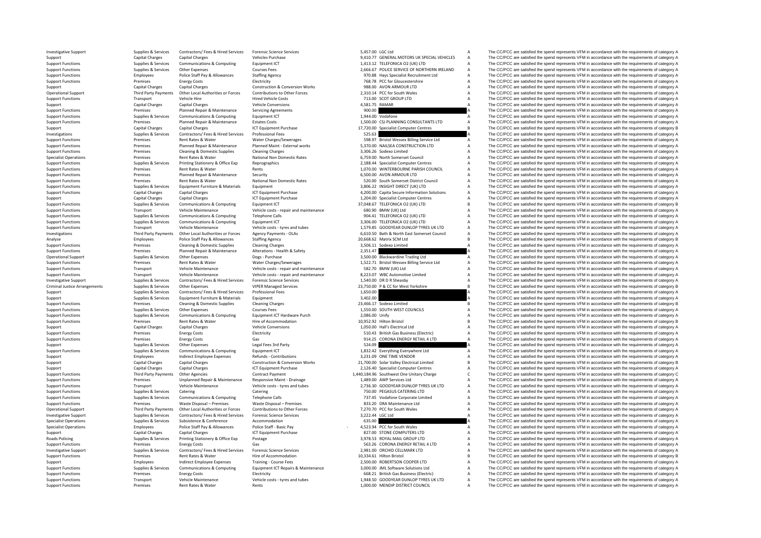| | | | | | | | |
|---|---|---|---|---|---|---|---|
| Investigative Support | Supplies & Services | Contractors/ Fees & Hired Services | Forensic Science Services | 5,457.00 | LGC Ltd | A | The CC/PCC are satisfied the spend represents VFM in accordance with the requirements of category A |
| Support | Capital Charges | Capital Charges | Vehicles Purchase | 9,410.77 | GENERAL MOTORS UK SPECIAL VEHICLES | A | The CC/PCC are satisfied the spend represents VFM in accordance with the requirements of category A |
| Support Functions | Supplies & Services | Communications & Computing | Equipment ICT | 1,413.12 | TELEFONICA O2 (UK) LTD | A | The CC/PCC are satisfied the spend represents VFM in accordance with the requirements of category A |
| Support Functions | Supplies & Services | Other Expenses | Courses Fees | 2,666.67 | POLICE SERVICE OF NORTHERN IRELAND | A | The CC/PCC are satisfied the spend represents VFM in accordance with the requirements of category A |
| Support Functions | Employees | Police Staff Pay & Allowances | Staffing Agency | 970.88 | Hays Specialist Recruitment Ltd | A | The CC/PCC are satisfied the spend represents VFM in accordance with the requirements of category A |
| Support Functions | Premises | Energy Costs | Electricity | 768.78 | PCC for Gloucestershire | A | The CC/PCC are satisfied the spend represents VFM in accordance with the requirements of category A |
| Support | Capital Charges | Capital Charges | Construction & Conversion Works | 988.00 | AVON ARMOUR LTD | A | The CC/PCC are satisfied the spend represents VFM in accordance with the requirements of category A |
| Operational Support | Third Party Payments | Other Local Authorities or Forces | Contributions to Other Forces | 2,310.14 | PCC for South Wales | A | The CC/PCC are satisfied the spend represents VFM in accordance with the requirements of category A |
| Support Functions | Transport | Vehicle Hire | Hired Vehicle Costs | 713.00 | SCOT GROUP LTD | A | The CC/PCC are satisfied the spend represents VFM in accordance with the requirements of category A |
| Support | Capital Charges | Capital Charges | Vehicle Conversions | 4,581.75 | RAMAR | A | The CC/PCC are satisfied the spend represents VFM in accordance with the requirements of category A |
| Support Functions | Premises | Planned Repair & Maintenance | Servicing Agreements | 900.00 | | A | The CC/PCC are satisfied the spend represents VFM in accordance with the requirements of category A |
| Support Functions | Supplies & Services | Communications & Computing | Equipment ICT | 1,944.00 | Vodafone | A | The CC/PCC are satisfied the spend represents VFM in accordance with the requirements of category A |
| Support Functions | Premises | Planned Repair & Maintenance | Estates Costs | 1,500.00 | CSJ PLANNING CONSULTANTS LTD | A | The CC/PCC are satisfied the spend represents VFM in accordance with the requirements of category A |
| Support | Capital Charges | Capital Charges | ICT Equipment Purchase | 17,720.00 | Specialist Computer Centres | B | The CC/PCC are satisfied the spend represents VFM in accordance with the requirements of category B |
| Investigations | Supplies & Services | Contractors/ Fees & Hired Services | Professional Fees | 525.63 | | A | The CC/PCC are satisfied the spend represents VFM in accordance with the requirements of category A |
| Support Functions | Premises | Rent Rates & Water | Water Charges/Sewerages | 598.97 | Bristol Wessex Billing Service Ltd | A | The CC/PCC are satisfied the spend represents VFM in accordance with the requirements of category A |
| Support Functions | Premises | Planned Repair & Maintenance | Planned Maint - External works | 5,370.00 | NAILSEA CONSTRUCTION LTD | A | The CC/PCC are satisfied the spend represents VFM in accordance with the requirements of category A |
| Support Functions | Premises | Cleaning & Domestic Supplies | Cleaning Charges | 3,306.26 | Sodexo Limited | A | The CC/PCC are satisfied the spend represents VFM in accordance with the requirements of category A |
| Specialist Operations | Premises | Rent Rates & Water | National Non Domestic Rates | 6,759.00 | North Somerset Council | A | The CC/PCC are satisfied the spend represents VFM in accordance with the requirements of category A |
| Support Functions | Supplies & Services | Printing Stationery & Office Exp | Reprographics | 2,188.44 | Specialist Computer Centres | A | The CC/PCC are satisfied the spend represents VFM in accordance with the requirements of category A |
| Support Functions | Premises | Rent Rates & Water | Rents | 1,070.00 | WINTERBOURNE PARISH COUNCIL | A | The CC/PCC are satisfied the spend represents VFM in accordance with the requirements of category A |
| Support Functions | Premises | Planned Repair & Maintenance | Security | 6,500.00 | AVON ARMOUR LTD | A | The CC/PCC are satisfied the spend represents VFM in accordance with the requirements of category A |
| Support Functions | Premises | Rent Rates & Water | National Non Domestic Rates | 520.00 | South Somerset District Council | A | The CC/PCC are satisfied the spend represents VFM in accordance with the requirements of category A |
| Support Functions | Supplies & Services | Equipment Furniture & Materials | Equipment | 3,806.22 | INSIGHT DIRECT (UK) LTD | A | The CC/PCC are satisfied the spend represents VFM in accordance with the requirements of category A |
| Support Functions | Capital Charges | Capital Charges | ICT Equipment Purchase | 4,200.00 | Capita Secure Information Solutions | A | The CC/PCC are satisfied the spend represents VFM in accordance with the requirements of category A |
| Support | Capital Charges | Capital Charges | ICT Equipment Purchase | 1,204.00 | Specialist Computer Centres | A | The CC/PCC are satisfied the spend represents VFM in accordance with the requirements of category A |
| Support Functions | Supplies & Services | Communications & Computing | Equipment ICT | 37,048.67 | TELEFONICA O2 (UK) LTD | B | The CC/PCC are satisfied the spend represents VFM in accordance with the requirements of category B |
| Support Functions | Transport | Vehicle Maintenance | Vehicle costs - repair and maintenance | 680.90 | BMW (UK) Ltd | A | The CC/PCC are satisfied the spend represents VFM in accordance with the requirements of category A |
| Support Functions | Supplies & Services | Communications & Computing | Telephone Calls | 904.41 | TELEFONICA O2 (UK) LTD | A | The CC/PCC are satisfied the spend represents VFM in accordance with the requirements of category A |
| Support Functions | Supplies & Services | Communications & Computing | Equipment ICT | 3,306.00 | TELEFONICA O2 (UK) LTD | A | The CC/PCC are satisfied the spend represents VFM in accordance with the requirements of category A |
| Support Functions | Transport | Vehicle Maintenance | Vehicle costs - tyres and tubes | 1,579.85 | GOODYEAR DUNLOP TYRES UK LTD | A | The CC/PCC are satisfied the spend represents VFM in accordance with the requirements of category A |
| Investigations | Third Party Payments | Other Local Authorities or Forces | Agency Payments - OLAs | 6,610.50 | Bath & North East Somerset Council | A | The CC/PCC are satisfied the spend represents VFM in accordance with the requirements of category A |
| Analyse | Employees | Police Staff Pay & Allowances | Staffing Agency | 20,668.62 | Matrix SCM Ltd | B | The CC/PCC are satisfied the spend represents VFM in accordance with the requirements of category B |
| Support Functions | Premises | Cleaning & Domestic Supplies | Cleaning Charges | 3,506.11 | Sodexo Limited | A | The CC/PCC are satisfied the spend represents VFM in accordance with the requirements of category A |
| Support Functions | Premises | Planned Repair & Maintenance | Alterations - Health & Safety | 2,351.47 | | A | The CC/PCC are satisfied the spend represents VFM in accordance with the requirements of category A |
| Operational Support | Supplies & Services | Other Expenses | Dogs - Purchase | 3,500.00 | Blackwardine Trading Ltd | A | The CC/PCC are satisfied the spend represents VFM in accordance with the requirements of category A |
| Support Functions | Premises | Rent Rates & Water | Water Charges/Sewerages | 1,522.71 | Bristol Wessex Billing Service Ltd | A | The CC/PCC are satisfied the spend represents VFM in accordance with the requirements of category A |
| Support Functions | Transport | Vehicle Maintenance | Vehicle costs - repair and maintenance | 582.70 | BMW (UK) Ltd | A | The CC/PCC are satisfied the spend represents VFM in accordance with the requirements of category A |
| Support Functions | Transport | Vehicle Maintenance | Vehicle costs - repair and maintenance | 8,223.07 | WBC Automotive Limited | A | The CC/PCC are satisfied the spend represents VFM in accordance with the requirements of category A |
| Investigative Support | Supplies & Services | Contractors/ Fees & Hired Services | Forensic Science Services | 1,540.00 | DR D R Sheasby | A | The CC/PCC are satisfied the spend represents VFM in accordance with the requirements of category A |
| Criminal Justice Arrangements | Supplies & Services | Other Expenses | VIPER Managed Services | 23,750.00 | P & CC for West Yorkshire | B | The CC/PCC are satisfied the spend represents VFM in accordance with the requirements of category B |
| Support | Supplies & Services | Contractors/ Fees & Hired Services | Professional Fees | 1,650.00 | | A | The CC/PCC are satisfied the spend represents VFM in accordance with the requirements of category A |
| Support | Supplies & Services | Equipment Furniture & Materials | Equipment | 3,402.00 | | A | The CC/PCC are satisfied the spend represents VFM in accordance with the requirements of category A |
| Support Functions | Premises | Cleaning & Domestic Supplies | Cleaning Charges | 23,466.17 | Sodexo Limited | B | The CC/PCC are satisfied the spend represents VFM in accordance with the requirements of category B |
| Support Functions | Supplies & Services | Other Expenses | Courses Fees | 1,550.00 | SOUTH WEST COUNCILS | A | The CC/PCC are satisfied the spend represents VFM in accordance with the requirements of category A |
| Support Functions | Supplies & Services | Communications & Computing | Equipment ICT Hardware Purch | 2,086.00 | Unify | A | The CC/PCC are satisfied the spend represents VFM in accordance with the requirements of category A |
| Support Functions | Premises | Rent Rates & Water | Hire of Accommodation | 10,952.92 | Hilton Bristol | B | The CC/PCC are satisfied the spend represents VFM in accordance with the requirements of category B |
| Support | Capital Charges | Capital Charges | Vehicle Conversions | 1,050.00 | Hall's Electrical Ltd | A | The CC/PCC are satisfied the spend represents VFM in accordance with the requirements of category A |
| Support Functions | Premises | Energy Costs | Electricity | 510.43 | British Gas Business (Electric) | A | The CC/PCC are satisfied the spend represents VFM in accordance with the requirements of category A |
| Support Functions | Premises | Energy Costs | Gas | 914.25 | CORONA ENERGY RETAIL 4 LTD | A | The CC/PCC are satisfied the spend represents VFM in accordance with the requirements of category A |
| Support | Supplies & Services | Other Expenses | Legal Fees 3rd Party | 524.09 | | A | The CC/PCC are satisfied the spend represents VFM in accordance with the requirements of category A |
| Support Functions | Supplies & Services | Communications & Computing | Equipment ICT | 1,832.42 | Everything Everywhere Ltd | A | The CC/PCC are satisfied the spend represents VFM in accordance with the requirements of category A |
| Support | Employees | Indirect Employee Expenses | Refunds - Contributions | 3,231.09 | ONE TIME VENDOR | A | The CC/PCC are satisfied the spend represents VFM in accordance with the requirements of category A |
| Support | Capital Charges | Capital Charges | Construction & Conversion Works | 21,700.00 | Solar Valley Electrical Limited | B | The CC/PCC are satisfied the spend represents VFM in accordance with the requirements of category B |
| Support | Capital Charges | Capital Charges | ICT Equipment Purchase | 2,126.40 | Specialist Computer Centres | A | The CC/PCC are satisfied the spend represents VFM in accordance with the requirements of category A |
| Support Functions | Third Party Payments | Other Agencies | Contract Payment | 1,440,184.96 | Southwest One Unitary Charge | C | The CC/PCC are satisfied the spend represents VFM in accordance with the requirements of category C |
| Support Functions | Premises | Unplanned Repair & Maintenance | Responsive Maint - Drainage | 1,489.00 | AWP Services Ltd | A | The CC/PCC are satisfied the spend represents VFM in accordance with the requirements of category A |
| Support Functions | Transport | Vehicle Maintenance | Vehicle costs - tyres and tubes | 2,736.30 | GOODYEAR DUNLOP TYRES UK LTD | A | The CC/PCC are satisfied the spend represents VFM in accordance with the requirements of category A |
| Support Functions | Supplies & Services | Catering | Catering | 750.00 | PEGASUS CATERING LTD | A | The CC/PCC are satisfied the spend represents VFM in accordance with the requirements of category A |
| Support Functions | Supplies & Services | Communications & Computing | Telephone Calls | 737.45 | Vodafone Corporate Limited | A | The CC/PCC are satisfied the spend represents VFM in accordance with the requirements of category A |
| Support Functions | Premises | Waste Disposal – Premises | Waste Disposal – Premises | 833.20 | DRA Maintenance Ltd | A | The CC/PCC are satisfied the spend represents VFM in accordance with the requirements of category A |
| Operational Support | Third Party Payments | Other Local Authorities or Forces | Contributions to Other Forces | 7,270.70 | PCC for South Wales | A | The CC/PCC are satisfied the spend represents VFM in accordance with the requirements of category A |
| Investigative Support | Supplies & Services | Contractors/ Fees & Hired Services | Forensic Science Services | 3,222.44 | LGC Ltd | A | The CC/PCC are satisfied the spend represents VFM in accordance with the requirements of category A |
| Specialist Operations | Supplies & Services | Subsistence & Conference | Accommodation | 635.00 | | A | The CC/PCC are satisfied the spend represents VFM in accordance with the requirements of category A |
| Specialist Operations | Employees | Police Staff Pay & Allowances | Police Staff - Basic Pay | -4,523.94 | PCC for South Wales | A | The CC/PCC are satisfied the spend represents VFM in accordance with the requirements of category A |
| Support | Capital Charges | Capital Charges | ICT Equipment Purchase | 827.00 | STONE COMPUTERS LTD | A | The CC/PCC are satisfied the spend represents VFM in accordance with the requirements of category A |
| Roads Policing | Supplies & Services | Printing Stationery & Office Exp | Postage | 3,978.53 | ROYAL MAIL GROUP LTD | A | The CC/PCC are satisfied the spend represents VFM in accordance with the requirements of category A |
| Support Functions | Premises | Energy Costs | Gas | 563.26 | CORONA ENERGY RETAIL 4 LTD | A | The CC/PCC are satisfied the spend represents VFM in accordance with the requirements of category A |
| Investigative Support | Supplies & Services | Contractors/ Fees & Hired Services | Forensic Science Services | 2,981.00 | ORCHID CELLMARK LTD | A | The CC/PCC are satisfied the spend represents VFM in accordance with the requirements of category A |
| Support Functions | Premises | Rent Rates & Water | Hire of Accommodation | 10,334.61 | Hilton Bristol | B | The CC/PCC are satisfied the spend represents VFM in accordance with the requirements of category B |
| Support | Employees | Indirect Employee Expenses | Training - Course Fees | 2,500.00 | ROBERTSON COOPER LTD | A | The CC/PCC are satisfied the spend represents VFM in accordance with the requirements of category A |
| Support Functions | Supplies & Services | Communications & Computing | Equipment ICT Repairs & Maintenance | 3,000.00 | JML Software Solutions Ltd | A | The CC/PCC are satisfied the spend represents VFM in accordance with the requirements of category A |
| Support Functions | Premises | Energy Costs | Electricity | 668.21 | British Gas Business (Electric) | A | The CC/PCC are satisfied the spend represents VFM in accordance with the requirements of category A |
| Support Functions | Transport | Vehicle Maintenance | Vehicle costs - tyres and tubes | 1,948.50 | GOODYEAR DUNLOP TYRES UK LTD | A | The CC/PCC are satisfied the spend represents VFM in accordance with the requirements of category A |
| Support Functions | Premises | Rent Rates & Water | Rents | 1,000.00 | MENDIP DISTRICT COUNCIL | A | The CC/PCC are satisfied the spend represents VFM in accordance with the requirements of category A |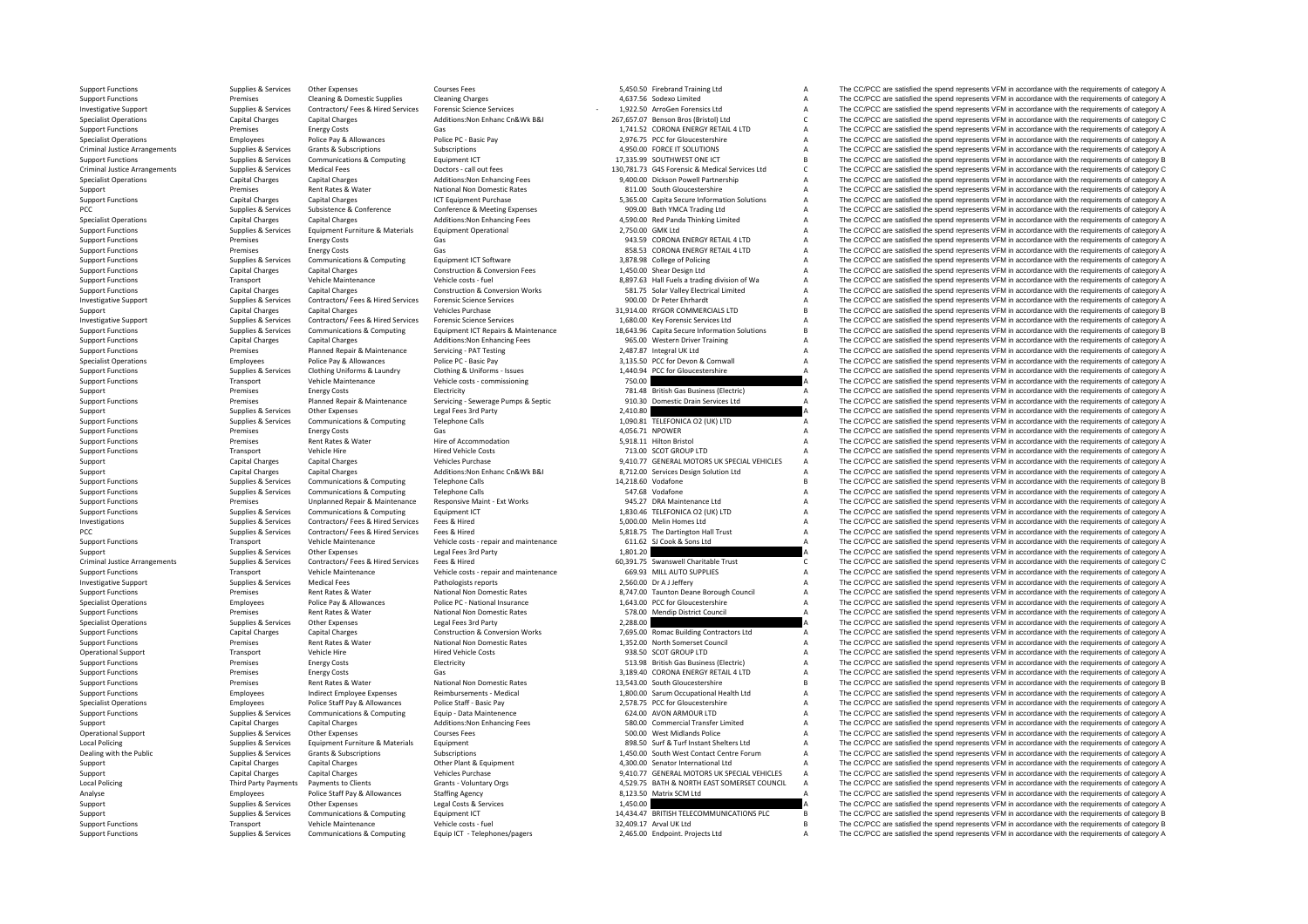| Support Functions | Supplies & Services | Other Expenses | Courses Fees | 5,450.50 | Firebrand Training Ltd | A | The CC/PCC are satisfied the spend represents VFM in accordance with the requirements of category A |
|---|---|---|---|---|---|---|---|
| Support Functions | Premises | Cleaning & Domestic Supplies | Cleaning Charges | 4,637.56 | Sodexo Limited | A | The CC/PCC are satisfied the spend represents VFM in accordance with the requirements of category A |
| Investigative Support | Supplies & Services | Contractors/ Fees & Hired Services | Forensic Science Services | - 1,922.50 | ArroGen Forensics Ltd | A | The CC/PCC are satisfied the spend represents VFM in accordance with the requirements of category A |
| Specialist Operations | Capital Charges | Capital Charges | Additions:Non Enhanc Cn&Wk B&I | 267,657.07 | Benson Bros (Bristol) Ltd | C | The CC/PCC are satisfied the spend represents VFM in accordance with the requirements of category C |
| Support Functions | Premises | Energy Costs | Gas | 1,741.52 | CORONA ENERGY RETAIL 4 LTD | A | The CC/PCC are satisfied the spend represents VFM in accordance with the requirements of category A |
| Specialist Operations | Employees | Police Pay & Allowances | Police PC - Basic Pay | 2,976.75 | PCC for Gloucestershire | A | The CC/PCC are satisfied the spend represents VFM in accordance with the requirements of category A |
| Criminal Justice Arrangements | Supplies & Services | Grants & Subscriptions | Subscriptions | 4,950.00 | FORCE IT SOLUTIONS | A | The CC/PCC are satisfied the spend represents VFM in accordance with the requirements of category A |
| Support Functions | Supplies & Services | Communications & Computing | Equipment ICT | 17,335.99 | SOUTHWEST ONE ICT | B | The CC/PCC are satisfied the spend represents VFM in accordance with the requirements of category B |
| Criminal Justice Arrangements | Supplies & Services | Medical Fees | Doctors - call out fees | 130,781.73 | G4S Forensic & Medical Services Ltd | C | The CC/PCC are satisfied the spend represents VFM in accordance with the requirements of category C |
| Specialist Operations | Capital Charges | Capital Charges | Additions:Non Enhancing Fees | 9,400.00 | Dickson Powell Partnership | A | The CC/PCC are satisfied the spend represents VFM in accordance with the requirements of category A |
| Support | Premises | Rent Rates & Water | National Non Domestic Rates | 811.00 | South Gloucestershire | A | The CC/PCC are satisfied the spend represents VFM in accordance with the requirements of category A |
| Support Functions | Capital Charges | Capital Charges | ICT Equipment Purchase | 5,365.00 | Capita Secure Information Solutions | A | The CC/PCC are satisfied the spend represents VFM in accordance with the requirements of category A |
| PCC | Supplies & Services | Subsistence & Conference | Conference & Meeting Expenses | 909.00 | Bath YMCA Trading Ltd | A | The CC/PCC are satisfied the spend represents VFM in accordance with the requirements of category A |
| Specialist Operations | Capital Charges | Capital Charges | Additions:Non Enhancing Fees | 4,590.00 | Red Panda Thinking Limited | A | The CC/PCC are satisfied the spend represents VFM in accordance with the requirements of category A |
| Support Functions | Supplies & Services | Equipment Furniture & Materials | Equipment Operational | 2,750.00 | GMK Ltd | A | The CC/PCC are satisfied the spend represents VFM in accordance with the requirements of category A |
| Support Functions | Premises | Energy Costs | Gas | 943.59 | CORONA ENERGY RETAIL 4 LTD | A | The CC/PCC are satisfied the spend represents VFM in accordance with the requirements of category A |
| Support Functions | Premises | Energy Costs | Gas | 858.53 | CORONA ENERGY RETAIL 4 LTD | A | The CC/PCC are satisfied the spend represents VFM in accordance with the requirements of category A |
| Support Functions | Supplies & Services | Communications & Computing | Equipment ICT Software | 3,878.98 | College of Policing | A | The CC/PCC are satisfied the spend represents VFM in accordance with the requirements of category A |
| Support Functions | Capital Charges | Capital Charges | Construction & Conversion Fees | 1,450.00 | Shear Design Ltd | A | The CC/PCC are satisfied the spend represents VFM in accordance with the requirements of category A |
| Support Functions | Transport | Vehicle Maintenance | Vehicle costs - fuel | 8,897.63 | Hall Fuels a trading division of Wa | A | The CC/PCC are satisfied the spend represents VFM in accordance with the requirements of category A |
| Support Functions | Capital Charges | Capital Charges | Construction & Conversion Works | 581.75 | Solar Valley Electrical Limited | A | The CC/PCC are satisfied the spend represents VFM in accordance with the requirements of category A |
| Investigative Support | Supplies & Services | Contractors/ Fees & Hired Services | Forensic Science Services | 900.00 | Dr Peter Ehrhardt | A | The CC/PCC are satisfied the spend represents VFM in accordance with the requirements of category A |
| Support | Capital Charges | Capital Charges | Vehicles Purchase | 31,914.00 | RYGOR COMMERCIALS LTD | B | The CC/PCC are satisfied the spend represents VFM in accordance with the requirements of category B |
| Investigative Support | Supplies & Services | Contractors/ Fees & Hired Services | Forensic Science Services | 1,680.00 | Key Forensic Services Ltd | A | The CC/PCC are satisfied the spend represents VFM in accordance with the requirements of category A |
| Support Functions | Supplies & Services | Communications & Computing | Equipment ICT Repairs & Maintenance | 18,643.96 | Capita Secure Information Solutions | B | The CC/PCC are satisfied the spend represents VFM in accordance with the requirements of category B |
| Support Functions | Capital Charges | Capital Charges | Additions:Non Enhancing Fees | 965.00 | Western Driver Training | A | The CC/PCC are satisfied the spend represents VFM in accordance with the requirements of category A |
| Support Functions | Premises | Planned Repair & Maintenance | Servicing - PAT Testing | 2,487.87 | Integral UK Ltd | A | The CC/PCC are satisfied the spend represents VFM in accordance with the requirements of category A |
| Specialist Operations | Employees | Police Pay & Allowances | Police PC - Basic Pay | 3,135.50 | PCC for Devon & Cornwall | A | The CC/PCC are satisfied the spend represents VFM in accordance with the requirements of category A |
| Support Functions | Supplies & Services | Clothing Uniforms & Laundry | Clothing & Uniforms - Issues | 1,440.94 | PCC for Gloucestershire | A | The CC/PCC are satisfied the spend represents VFM in accordance with the requirements of category A |
| Support Functions | Transport | Vehicle Maintenance | Vehicle costs - commissioning | 750.00 | | A | The CC/PCC are satisfied the spend represents VFM in accordance with the requirements of category A |
| Support | Premises | Energy Costs | Electricity | 781.48 | British Gas Business (Electric) | A | The CC/PCC are satisfied the spend represents VFM in accordance with the requirements of category A |
| Support Functions | Premises | Planned Repair & Maintenance | Servicing - Sewerage Pumps & Septic | 910.30 | Domestic Drain Services Ltd | A | The CC/PCC are satisfied the spend represents VFM in accordance with the requirements of category A |
| Support | Supplies & Services | Other Expenses | Legal Fees 3rd Party | 2,410.80 | | A | The CC/PCC are satisfied the spend represents VFM in accordance with the requirements of category A |
| Support Functions | Supplies & Services | Communications & Computing | Telephone Calls | 1,090.81 | TELEFONICA O2 (UK) LTD | A | The CC/PCC are satisfied the spend represents VFM in accordance with the requirements of category A |
| Support Functions | Premises | Energy Costs | Gas | 4,056.71 | NPOWER | A | The CC/PCC are satisfied the spend represents VFM in accordance with the requirements of category A |
| Support Functions | Premises | Rent Rates & Water | Hire of Accommodation | 5,918.11 | Hilton Bristol | A | The CC/PCC are satisfied the spend represents VFM in accordance with the requirements of category A |
| Support Functions | Transport | Vehicle Hire | Hired Vehicle Costs | 713.00 | SCOT GROUP LTD | A | The CC/PCC are satisfied the spend represents VFM in accordance with the requirements of category A |
| Support | Capital Charges | Capital Charges | Vehicles Purchase | 9,410.77 | GENERAL MOTORS UK SPECIAL VEHICLES | A | The CC/PCC are satisfied the spend represents VFM in accordance with the requirements of category A |
| Support | Capital Charges | Capital Charges | Additions:Non Enhanc Cn&Wk B&I | 8,712.00 | Services Design Solution Ltd | A | The CC/PCC are satisfied the spend represents VFM in accordance with the requirements of category A |
| Support Functions | Supplies & Services | Communications & Computing | Telephone Calls | 14,218.60 | Vodafone | B | The CC/PCC are satisfied the spend represents VFM in accordance with the requirements of category B |
| Support Functions | Supplies & Services | Communications & Computing | Telephone Calls | 547.68 | Vodafone | A | The CC/PCC are satisfied the spend represents VFM in accordance with the requirements of category A |
| Support Functions | Premises | Unplanned Repair & Maintenance | Responsive Maint - Ext Works | 945.27 | DRA Maintenance Ltd | A | The CC/PCC are satisfied the spend represents VFM in accordance with the requirements of category A |
| Support Functions | Supplies & Services | Communications & Computing | Equipment ICT | 1,830.46 | TELEFONICA O2 (UK) LTD | A | The CC/PCC are satisfied the spend represents VFM in accordance with the requirements of category A |
| Investigations | Supplies & Services | Contractors/ Fees & Hired Services | Fees & Hired | 5,000.00 | Melin Homes Ltd | A | The CC/PCC are satisfied the spend represents VFM in accordance with the requirements of category A |
| PCC | Supplies & Services | Contractors/ Fees & Hired Services | Fees & Hired | 5,818.75 | The Dartington Hall Trust | A | The CC/PCC are satisfied the spend represents VFM in accordance with the requirements of category A |
| Support Functions | Transport | Vehicle Maintenance | Vehicle costs - repair and maintenance | 611.62 | SJ Cook & Sons Ltd | A | The CC/PCC are satisfied the spend represents VFM in accordance with the requirements of category A |
| Support | Supplies & Services | Other Expenses | Legal Fees 3rd Party | 1,801.20 | | A | The CC/PCC are satisfied the spend represents VFM in accordance with the requirements of category A |
| Criminal Justice Arrangements | Supplies & Services | Contractors/ Fees & Hired Services | Fees & Hired | 60,391.75 | Swanswell Charitable Trust | C | The CC/PCC are satisfied the spend represents VFM in accordance with the requirements of category C |
| Support Functions | Transport | Vehicle Maintenance | Vehicle costs - repair and maintenance | 669.93 | MILL AUTO SUPPLIES | A | The CC/PCC are satisfied the spend represents VFM in accordance with the requirements of category A |
| Investigative Support | Supplies & Services | Medical Fees | Pathologists reports | 2,560.00 | Dr A J Jeffery | A | The CC/PCC are satisfied the spend represents VFM in accordance with the requirements of category A |
| Support Functions | Premises | Rent Rates & Water | National Non Domestic Rates | 8,747.00 | Taunton Deane Borough Council | A | The CC/PCC are satisfied the spend represents VFM in accordance with the requirements of category A |
| Specialist Operations | Employees | Police Pay & Allowances | Police PC - National Insurance | 1,643.00 | PCC for Gloucestershire | A | The CC/PCC are satisfied the spend represents VFM in accordance with the requirements of category A |
| Support Functions | Premises | Rent Rates & Water | National Non Domestic Rates | 578.00 | Mendip District Council | A | The CC/PCC are satisfied the spend represents VFM in accordance with the requirements of category A |
| Specialist Operations | Supplies & Services | Other Expenses | Legal Fees 3rd Party | 2,288.00 | | A | The CC/PCC are satisfied the spend represents VFM in accordance with the requirements of category A |
| Support Functions | Capital Charges | Capital Charges | Construction & Conversion Works | 7,695.00 | Romac Building Contractors Ltd | A | The CC/PCC are satisfied the spend represents VFM in accordance with the requirements of category A |
| Support Functions | Premises | Rent Rates & Water | National Non Domestic Rates | 1,352.00 | North Somerset Council | A | The CC/PCC are satisfied the spend represents VFM in accordance with the requirements of category A |
| Operational Support | Transport | Vehicle Hire | Hired Vehicle Costs | 938.50 | SCOT GROUP LTD | A | The CC/PCC are satisfied the spend represents VFM in accordance with the requirements of category A |
| Support Functions | Premises | Energy Costs | Electricity | 513.98 | British Gas Business (Electric) | A | The CC/PCC are satisfied the spend represents VFM in accordance with the requirements of category A |
| Support Functions | Premises | Energy Costs | Gas | 3,189.40 | CORONA ENERGY RETAIL 4 LTD | A | The CC/PCC are satisfied the spend represents VFM in accordance with the requirements of category A |
| Support Functions | Premises | Rent Rates & Water | National Non Domestic Rates | 13,543.00 | South Gloucestershire | B | The CC/PCC are satisfied the spend represents VFM in accordance with the requirements of category B |
| Support Functions | Employees | Indirect Employee Expenses | Reimbursements - Medical | 1,800.00 | Sarum Occupational Health Ltd | A | The CC/PCC are satisfied the spend represents VFM in accordance with the requirements of category A |
| Specialist Operations | Employees | Police Staff Pay & Allowances | Police Staff - Basic Pay | 2,578.75 | PCC for Gloucestershire | A | The CC/PCC are satisfied the spend represents VFM in accordance with the requirements of category A |
| Support Functions | Supplies & Services | Communications & Computing | Equip - Data Maintenence | 624.00 | AVON ARMOUR LTD | A | The CC/PCC are satisfied the spend represents VFM in accordance with the requirements of category A |
| Support | Capital Charges | Capital Charges | Additions:Non Enhancing Fees | 580.00 | Commercial Transfer Limited | A | The CC/PCC are satisfied the spend represents VFM in accordance with the requirements of category A |
| Operational Support | Supplies & Services | Other Expenses | Courses Fees | 500.00 | West Midlands Police | A | The CC/PCC are satisfied the spend represents VFM in accordance with the requirements of category A |
| Local Policing | Supplies & Services | Equipment Furniture & Materials | Equipment | 898.50 | Surf & Turf Instant Shelters Ltd | A | The CC/PCC are satisfied the spend represents VFM in accordance with the requirements of category A |
| Dealing with the Public | Supplies & Services | Grants & Subscriptions | Subscriptions | 1,450.00 | South West Contact Centre Forum | A | The CC/PCC are satisfied the spend represents VFM in accordance with the requirements of category A |
| Support | Capital Charges | Capital Charges | Other Plant & Equipment | 4,300.00 | Senator International Ltd | A | The CC/PCC are satisfied the spend represents VFM in accordance with the requirements of category A |
| Support | Capital Charges | Capital Charges | Vehicles Purchase | 9,410.77 | GENERAL MOTORS UK SPECIAL VEHICLES | A | The CC/PCC are satisfied the spend represents VFM in accordance with the requirements of category A |
| Local Policing | Third Party Payments | Payments to Clients | Grants - Voluntary Orgs | 4,529.75 | BATH & NORTH EAST SOMERSET COUNCIL | A | The CC/PCC are satisfied the spend represents VFM in accordance with the requirements of category A |
| Analyse | Employees | Police Staff Pay & Allowances | Staffing Agency | 8,123.50 | Matrix SCM Ltd | A | The CC/PCC are satisfied the spend represents VFM in accordance with the requirements of category A |
| Support | Supplies & Services | Other Expenses | Legal Costs & Services | 1,450.00 | | A | The CC/PCC are satisfied the spend represents VFM in accordance with the requirements of category A |
| Support | Supplies & Services | Communications & Computing | Equipment ICT | 14,434.47 | BRITISH TELECOMMUNICATIONS PLC | B | The CC/PCC are satisfied the spend represents VFM in accordance with the requirements of category B |
| Support Functions | Transport | Vehicle Maintenance | Vehicle costs - fuel | 32,409.17 | Arval UK Ltd | B | The CC/PCC are satisfied the spend represents VFM in accordance with the requirements of category B |
| Support Functions | Supplies & Services | Communications & Computing | Equip ICT - Telephones/pagers | 2,465.00 | Endpoint. Projects Ltd | A | The CC/PCC are satisfied the spend represents VFM in accordance with the requirements of category A |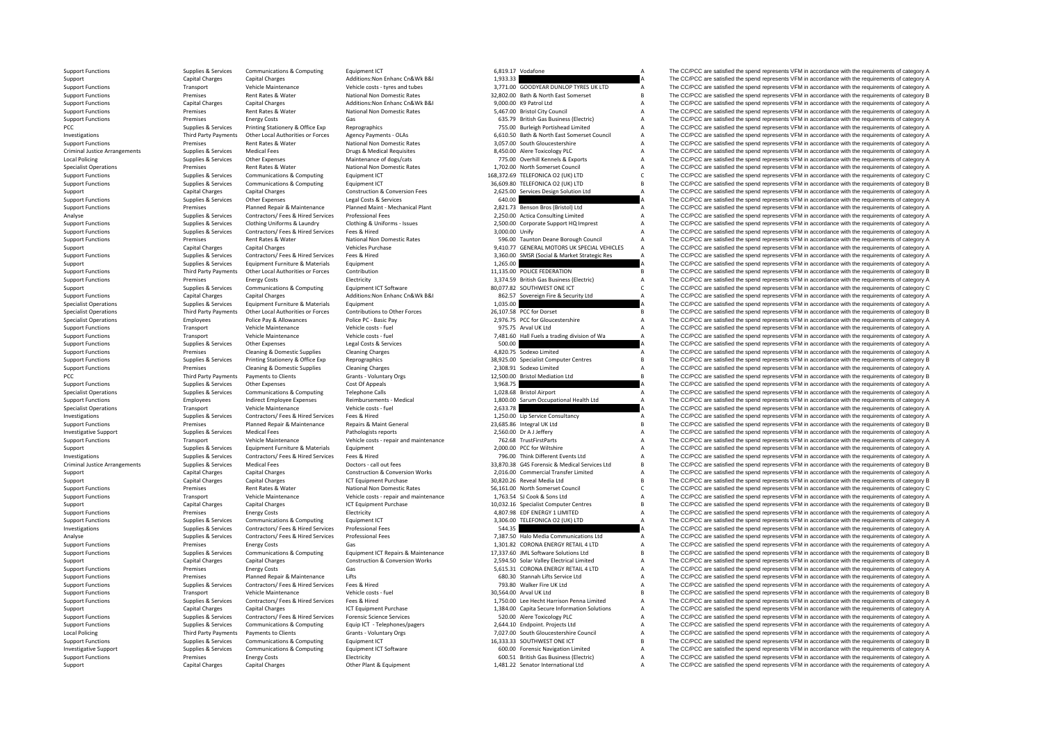| | | | | | | | |
|---|---|---|---|---|---|---|---|
| Support Functions | Supplies & Services | Communications & Computing | Equipment ICT | 6,819.17 | Vodafone | A | The CC/PCC are satisfied the spend represents VFM in accordance with the requirements of category A |
| Support | Capital Charges | Capital Charges | Additions:Non Enhanc Cn&Wk B&I | 1,933.33 | | A | The CC/PCC are satisfied the spend represents VFM in accordance with the requirements of category A |
| Support Functions | Transport | Vehicle Maintenance | Vehicle costs - tyres and tubes | 3,771.00 | GOODYEAR DUNLOP TYRES UK LTD | A | The CC/PCC are satisfied the spend represents VFM in accordance with the requirements of category A |
| Support Functions | Premises | Rent Rates & Water | National Non Domestic Rates | 32,802.00 | Bath & North East Somerset | B | The CC/PCC are satisfied the spend represents VFM in accordance with the requirements of category B |
| Support Functions | Capital Charges | Capital Charges | Additions:Non Enhanc Cn&Wk B&I | 9,000.00 | K9 Patrol Ltd | A | The CC/PCC are satisfied the spend represents VFM in accordance with the requirements of category A |
| Support Functions | Premises | Rent Rates & Water | National Non Domestic Rates | 5,467.00 | Bristol City Council | A | The CC/PCC are satisfied the spend represents VFM in accordance with the requirements of category A |
| Support Functions | Premises | Energy Costs | Gas | 635.79 | British Gas Business (Electric) | A | The CC/PCC are satisfied the spend represents VFM in accordance with the requirements of category A |
| PCC | Supplies & Services | Printing Stationery & Office Exp | Reprographics | 755.00 | Burleigh Portishead Limited | A | The CC/PCC are satisfied the spend represents VFM in accordance with the requirements of category A |
| Investigations | Third Party Payments | Other Local Authorities or Forces | Agency Payments - OLAs | 6,610.50 | Bath & North East Somerset Council | A | The CC/PCC are satisfied the spend represents VFM in accordance with the requirements of category A |
| Support Functions | Premises | Rent Rates & Water | National Non Domestic Rates | 3,057.00 | South Gloucestershire | A | The CC/PCC are satisfied the spend represents VFM in accordance with the requirements of category A |
| Criminal Justice Arrangements | Supplies & Services | Medical Fees | Drugs & Medical Requisites | 8,450.00 | Alere Toxicology PLC | A | The CC/PCC are satisfied the spend represents VFM in accordance with the requirements of category A |
| Local Policing | Supplies & Services | Other Expenses | Maintenance of dogs/cats | 775.00 | Overhill Kennels & Exports | A | The CC/PCC are satisfied the spend represents VFM in accordance with the requirements of category A |
| Specialist Operations | Premises | Rent Rates & Water | National Non Domestic Rates | 1,702.00 | North Somerset Council | A | The CC/PCC are satisfied the spend represents VFM in accordance with the requirements of category A |
| Support Functions | Supplies & Services | Communications & Computing | Equipment ICT | 168,372.69 | TELEFONICA O2 (UK) LTD | C | The CC/PCC are satisfied the spend represents VFM in accordance with the requirements of category C |
| Support Functions | Supplies & Services | Communications & Computing | Equipment ICT | 36,609.80 | TELEFONICA O2 (UK) LTD | B | The CC/PCC are satisfied the spend represents VFM in accordance with the requirements of category B |
| Support | Capital Charges | Capital Charges | Construction & Conversion Fees | 2,625.00 | Services Design Solution Ltd | A | The CC/PCC are satisfied the spend represents VFM in accordance with the requirements of category A |
| Support Functions | Supplies & Services | Other Expenses | Legal Costs & Services | 640.00 | | A | The CC/PCC are satisfied the spend represents VFM in accordance with the requirements of category A |
| Support Functions | Premises | Planned Repair & Maintenance | Planned Maint - Mechanical Plant | 2,821.73 | Benson Bros (Bristol) Ltd | A | The CC/PCC are satisfied the spend represents VFM in accordance with the requirements of category A |
| Analyse | Supplies & Services | Contractors/ Fees & Hired Services | Professional Fees | 2,250.00 | Actica Consulting Limited | A | The CC/PCC are satisfied the spend represents VFM in accordance with the requirements of category A |
| Support Functions | Supplies & Services | Clothing Uniforms & Laundry | Clothing & Uniforms - Issues | 2,500.00 | Corporate Support HQ Imprest | A | The CC/PCC are satisfied the spend represents VFM in accordance with the requirements of category A |
| Support Functions | Supplies & Services | Contractors/ Fees & Hired Services | Fees & Hired | 3,000.00 | Unify | A | The CC/PCC are satisfied the spend represents VFM in accordance with the requirements of category A |
| Support Functions | Premises | Rent Rates & Water | National Non Domestic Rates | 596.00 | Taunton Deane Borough Council | A | The CC/PCC are satisfied the spend represents VFM in accordance with the requirements of category A |
| Support | Capital Charges | Capital Charges | Vehicles Purchase | 9,410.77 | GENERAL MOTORS UK SPECIAL VEHICLES | A | The CC/PCC are satisfied the spend represents VFM in accordance with the requirements of category A |
| Support Functions | Supplies & Services | Contractors/ Fees & Hired Services | Fees & Hired | 3,360.00 | SMSR (Social & Market Strategic Res | A | The CC/PCC are satisfied the spend represents VFM in accordance with the requirements of category A |
| Support | Supplies & Services | Equipment Furniture & Materials | Equipment | 1,265.00 | | A | The CC/PCC are satisfied the spend represents VFM in accordance with the requirements of category A |
| Support Functions | Third Party Payments | Other Local Authorities or Forces | Contribution | 11,135.00 | POLICE FEDERATION | B | The CC/PCC are satisfied the spend represents VFM in accordance with the requirements of category B |
| Support Functions | Premises | Energy Costs | Electricity | 3,374.59 | British Gas Business (Electric) | A | The CC/PCC are satisfied the spend represents VFM in accordance with the requirements of category A |
| Support | Supplies & Services | Communications & Computing | Equipment ICT Software | 80,077.82 | SOUTHWEST ONE ICT | C | The CC/PCC are satisfied the spend represents VFM in accordance with the requirements of category C |
| Support Functions | Capital Charges | Capital Charges | Additions:Non Enhanc Cn&Wk B&I | 862.57 | Sovereign Fire & Security Ltd | A | The CC/PCC are satisfied the spend represents VFM in accordance with the requirements of category A |
| Specialist Operations | Supplies & Services | Equipment Furniture & Materials | Equipment | 1,035.00 | | A | The CC/PCC are satisfied the spend represents VFM in accordance with the requirements of category A |
| Specialist Operations | Third Party Payments | Other Local Authorities or Forces | Contributions to Other Forces | 26,107.58 | PCC for Dorset | B | The CC/PCC are satisfied the spend represents VFM in accordance with the requirements of category B |
| Specialist Operations | Employees | Police Pay & Allowances | Police PC - Basic Pay | 2,976.75 | PCC for Gloucestershire | A | The CC/PCC are satisfied the spend represents VFM in accordance with the requirements of category A |
| Support Functions | Transport | Vehicle Maintenance | Vehicle costs - fuel | 975.75 | Arval UK Ltd | A | The CC/PCC are satisfied the spend represents VFM in accordance with the requirements of category A |
| Support Functions | Transport | Vehicle Maintenance | Vehicle costs - fuel | 7,481.60 | Hall Fuels a trading division of Wa | A | The CC/PCC are satisfied the spend represents VFM in accordance with the requirements of category A |
| Support Functions | Supplies & Services | Other Expenses | Legal Costs & Services | 500.00 | | A | The CC/PCC are satisfied the spend represents VFM in accordance with the requirements of category A |
| Support Functions | Premises | Cleaning & Domestic Supplies | Cleaning Charges | 4,820.75 | Sodexo Limited | A | The CC/PCC are satisfied the spend represents VFM in accordance with the requirements of category A |
| Support Functions | Supplies & Services | Printing Stationery & Office Exp | Reprographics | 38,925.00 | Specialist Computer Centres | B | The CC/PCC are satisfied the spend represents VFM in accordance with the requirements of category B |
| Support Functions | Premises | Cleaning & Domestic Supplies | Cleaning Charges | 2,308.91 | Sodexo Limited | A | The CC/PCC are satisfied the spend represents VFM in accordance with the requirements of category A |
| PCC | Third Party Payments | Payments to Clients | Grants - Voluntary Orgs | 12,500.00 | Bristol Mediation Ltd | B | The CC/PCC are satisfied the spend represents VFM in accordance with the requirements of category B |
| Support Functions | Supplies & Services | Other Expenses | Cost Of Appeals | 3,968.75 | | A | The CC/PCC are satisfied the spend represents VFM in accordance with the requirements of category A |
| Specialist Operations | Supplies & Services | Communications & Computing | Telephone Calls | 1,028.68 | Bristol Airport | A | The CC/PCC are satisfied the spend represents VFM in accordance with the requirements of category A |
| Support Functions | Employees | Indirect Employee Expenses | Reimbursements - Medical | 1,800.00 | Sarum Occupational Health Ltd | A | The CC/PCC are satisfied the spend represents VFM in accordance with the requirements of category A |
| Specialist Operations | Transport | Vehicle Maintenance | Vehicle costs - fuel | 2,633.78 | | A | The CC/PCC are satisfied the spend represents VFM in accordance with the requirements of category A |
| Investigations | Supplies & Services | Contractors/ Fees & Hired Services | Fees & Hired | 1,250.00 | Lip Service Consultancy | A | The CC/PCC are satisfied the spend represents VFM in accordance with the requirements of category A |
| Support Functions | Premises | Planned Repair & Maintenance | Repairs & Maint General | 23,685.86 | Integral UK Ltd | B | The CC/PCC are satisfied the spend represents VFM in accordance with the requirements of category B |
| Investigative Support | Supplies & Services | Medical Fees | Pathologists reports | 2,560.00 | Dr A J Jeffery | A | The CC/PCC are satisfied the spend represents VFM in accordance with the requirements of category A |
| Support Functions | Transport | Vehicle Maintenance | Vehicle costs - repair and maintenance | 762.68 | TrustFirstParts | A | The CC/PCC are satisfied the spend represents VFM in accordance with the requirements of category A |
| Support | Supplies & Services | Equipment Furniture & Materials | Equipment | 2,000.00 | PCC for Wiltshire | A | The CC/PCC are satisfied the spend represents VFM in accordance with the requirements of category A |
| Investigations | Supplies & Services | Contractors/ Fees & Hired Services | Fees & Hired | 796.00 | Think Different Events Ltd | A | The CC/PCC are satisfied the spend represents VFM in accordance with the requirements of category A |
| Criminal Justice Arrangements | Supplies & Services | Medical Fees | Doctors - call out fees | 33,870.38 | G4S Forensic & Medical Services Ltd | B | The CC/PCC are satisfied the spend represents VFM in accordance with the requirements of category B |
| Support | Capital Charges | Capital Charges | Construction & Conversion Works | 2,016.00 | Commercial Transfer Limited | A | The CC/PCC are satisfied the spend represents VFM in accordance with the requirements of category A |
| Support | Capital Charges | Capital Charges | ICT Equipment Purchase | 30,820.26 | Reveal Media Ltd | B | The CC/PCC are satisfied the spend represents VFM in accordance with the requirements of category B |
| Support Functions | Premises | Rent Rates & Water | National Non Domestic Rates | 56,161.00 | North Somerset Council | C | The CC/PCC are satisfied the spend represents VFM in accordance with the requirements of category C |
| Support Functions | Transport | Vehicle Maintenance | Vehicle costs - repair and maintenance | 1,763.54 | SJ Cook & Sons Ltd | A | The CC/PCC are satisfied the spend represents VFM in accordance with the requirements of category A |
| Support | Capital Charges | Capital Charges | ICT Equipment Purchase | 10,032.16 | Specialist Computer Centres | B | The CC/PCC are satisfied the spend represents VFM in accordance with the requirements of category B |
| Support Functions | Premises | Energy Costs | Electricity | 4,807.98 | EDF ENERGY 1 LIMITED | A | The CC/PCC are satisfied the spend represents VFM in accordance with the requirements of category A |
| Support Functions | Supplies & Services | Communications & Computing | Equipment ICT | 3,306.00 | TELEFONICA O2 (UK) LTD | A | The CC/PCC are satisfied the spend represents VFM in accordance with the requirements of category A |
| Investigations | Supplies & Services | Contractors/ Fees & Hired Services | Professional Fees | 544.35 | | A | The CC/PCC are satisfied the spend represents VFM in accordance with the requirements of category A |
| Analyse | Supplies & Services | Contractors/ Fees & Hired Services | Professional Fees | 7,387.50 | Halo Media Communications Ltd | A | The CC/PCC are satisfied the spend represents VFM in accordance with the requirements of category A |
| Support Functions | Premises | Energy Costs | Gas | 1,301.82 | CORONA ENERGY RETAIL 4 LTD | A | The CC/PCC are satisfied the spend represents VFM in accordance with the requirements of category A |
| Support Functions | Supplies & Services | Communications & Computing | Equipment ICT Repairs & Maintenance | 17,337.60 | JML Software Solutions Ltd | B | The CC/PCC are satisfied the spend represents VFM in accordance with the requirements of category B |
| Support | Capital Charges | Capital Charges | Construction & Conversion Works | 2,594.50 | Solar Valley Electrical Limited | A | The CC/PCC are satisfied the spend represents VFM in accordance with the requirements of category A |
| Support Functions | Premises | Energy Costs | Gas | 5,615.31 | CORONA ENERGY RETAIL 4 LTD | A | The CC/PCC are satisfied the spend represents VFM in accordance with the requirements of category A |
| Support Functions | Premises | Planned Repair & Maintenance | Lifts | 680.30 | Stannah Lifts Service Ltd | A | The CC/PCC are satisfied the spend represents VFM in accordance with the requirements of category A |
| Support Functions | Supplies & Services | Contractors/ Fees & Hired Services | Fees & Hired | 793.80 | Walker Fire UK Ltd | A | The CC/PCC are satisfied the spend represents VFM in accordance with the requirements of category A |
| Support Functions | Transport | Vehicle Maintenance | Vehicle costs - fuel | 30,564.00 | Arval UK Ltd | B | The CC/PCC are satisfied the spend represents VFM in accordance with the requirements of category B |
| Support Functions | Supplies & Services | Contractors/ Fees & Hired Services | Fees & Hired | 1,750.00 | Lee Hecht Harrison Penna Limited | A | The CC/PCC are satisfied the spend represents VFM in accordance with the requirements of category A |
| Support | Capital Charges | Capital Charges | ICT Equipment Purchase | 1,384.00 | Capita Secure Information Solutions | A | The CC/PCC are satisfied the spend represents VFM in accordance with the requirements of category A |
| Support Functions | Supplies & Services | Contractors/ Fees & Hired Services | Forensic Science Services | 520.00 | Alere Toxicology PLC | A | The CC/PCC are satisfied the spend represents VFM in accordance with the requirements of category A |
| Support Functions | Supplies & Services | Communications & Computing | Equip ICT - Telephones/pagers | 2,644.10 | Endpoint. Projects Ltd | A | The CC/PCC are satisfied the spend represents VFM in accordance with the requirements of category A |
| Local Policing | Third Party Payments | Payments to Clients | Grants - Voluntary Orgs | 7,027.00 | South Gloucestershire Council | A | The CC/PCC are satisfied the spend represents VFM in accordance with the requirements of category A |
| Support Functions | Supplies & Services | Communications & Computing | Equipment ICT | 16,333.33 | SOUTHWEST ONE ICT | B | The CC/PCC are satisfied the spend represents VFM in accordance with the requirements of category B |
| Investigative Support | Supplies & Services | Communications & Computing | Equipment ICT Software | 600.00 | Forensic Navigation Limited | A | The CC/PCC are satisfied the spend represents VFM in accordance with the requirements of category A |
| Support Functions | Premises | Energy Costs | Electricity | 600.51 | British Gas Business (Electric) | A | The CC/PCC are satisfied the spend represents VFM in accordance with the requirements of category A |
| Support | Capital Charges | Capital Charges | Other Plant & Equipment | 1,481.22 | Senator International Ltd | A | The CC/PCC are satisfied the spend represents VFM in accordance with the requirements of category A |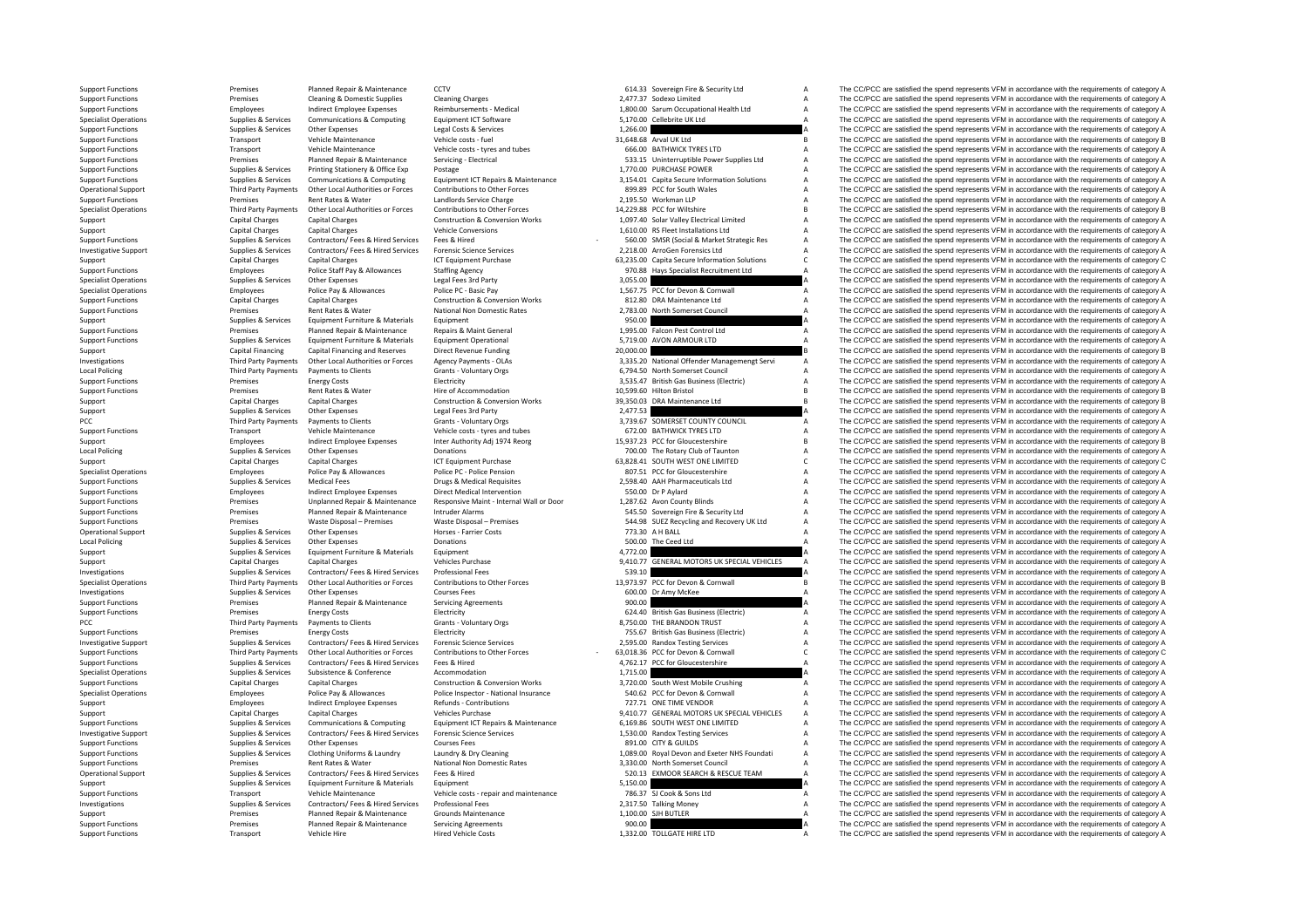| | | | | | | | |
|---|---|---|---|---|---|---|---|
| Support Functions | Premises | Planned Repair & Maintenance | CCTV | 614.33 | Sovereign Fire & Security Ltd | A | The CC/PCC are satisfied the spend represents VFM in accordance with the requirements of category A |
| Support Functions | Premises | Cleaning & Domestic Supplies | Cleaning Charges | 2,477.37 | Sodexo Limited | A | The CC/PCC are satisfied the spend represents VFM in accordance with the requirements of category A |
| Support Functions | Employees | Indirect Employee Expenses | Reimbursements - Medical | 1,800.00 | Sarum Occupational Health Ltd | A | The CC/PCC are satisfied the spend represents VFM in accordance with the requirements of category A |
| Specialist Operations | Supplies & Services | Communications & Computing | Equipment ICT Software | 5,170.00 | Cellebrite UK Ltd | A | The CC/PCC are satisfied the spend represents VFM in accordance with the requirements of category A |
| Support Functions | Supplies & Services | Other Expenses | Legal Costs & Services | 1,266.00 | | A | The CC/PCC are satisfied the spend represents VFM in accordance with the requirements of category A |
| Support Functions | Transport | Vehicle Maintenance | Vehicle costs - fuel | 31,648.68 | Arval UK Ltd | B | The CC/PCC are satisfied the spend represents VFM in accordance with the requirements of category B |
| Support Functions | Transport | Vehicle Maintenance | Vehicle costs - tyres and tubes | 666.00 | BATHWICK TYRES LTD | A | The CC/PCC are satisfied the spend represents VFM in accordance with the requirements of category A |
| Support Functions | Premises | Planned Repair & Maintenance | Servicing - Electrical | 533.15 | Uninterruptible Power Supplies Ltd | A | The CC/PCC are satisfied the spend represents VFM in accordance with the requirements of category A |
| Support Functions | Supplies & Services | Printing Stationery & Office Exp | Postage | 1,770.00 | PURCHASE POWER | A | The CC/PCC are satisfied the spend represents VFM in accordance with the requirements of category A |
| Support Functions | Supplies & Services | Communications & Computing | Equipment ICT Repairs & Maintenance | 3,154.01 | Capita Secure Information Solutions | A | The CC/PCC are satisfied the spend represents VFM in accordance with the requirements of category A |
| Operational Support | Third Party Payments | Other Local Authorities or Forces | Contributions to Other Forces | 899.89 | PCC for South Wales | A | The CC/PCC are satisfied the spend represents VFM in accordance with the requirements of category A |
| Support Functions | Premises | Rent Rates & Water | Landlords Service Charge | 2,195.50 | Workman LLP | A | The CC/PCC are satisfied the spend represents VFM in accordance with the requirements of category A |
| Specialist Operations | Third Party Payments | Other Local Authorities or Forces | Contributions to Other Forces | 14,229.88 | PCC for Wiltshire | B | The CC/PCC are satisfied the spend represents VFM in accordance with the requirements of category B |
| Support | Capital Charges | Capital Charges | Construction & Conversion Works | 1,097.40 | Solar Valley Electrical Limited | A | The CC/PCC are satisfied the spend represents VFM in accordance with the requirements of category A |
| Support | Capital Charges | Capital Charges | Vehicle Conversions | 1,610.00 | RS Fleet Installations Ltd | A | The CC/PCC are satisfied the spend represents VFM in accordance with the requirements of category A |
| Support Functions | Supplies & Services | Contractors/ Fees & Hired Services | Fees & Hired | - 560.00 | SMSR (Social & Market Strategic Res | A | The CC/PCC are satisfied the spend represents VFM in accordance with the requirements of category A |
| Investigative Support | Supplies & Services | Contractors/ Fees & Hired Services | Forensic Science Services | 2,218.00 | ArroGen Forensics Ltd | A | The CC/PCC are satisfied the spend represents VFM in accordance with the requirements of category A |
| Support | Capital Charges | Capital Charges | ICT Equipment Purchase | 63,235.00 | Capita Secure Information Solutions | C | The CC/PCC are satisfied the spend represents VFM in accordance with the requirements of category C |
| Support Functions | Employees | Police Staff Pay & Allowances | Staffing Agency | 970.88 | Hays Specialist Recruitment Ltd | A | The CC/PCC are satisfied the spend represents VFM in accordance with the requirements of category A |
| Specialist Operations | Supplies & Services | Other Expenses | Legal Fees 3rd Party | 3,055.00 | | A | The CC/PCC are satisfied the spend represents VFM in accordance with the requirements of category A |
| Specialist Operations | Employees | Police Pay & Allowances | Police PC - Basic Pay | 1,567.75 | PCC for Devon & Cornwall | A | The CC/PCC are satisfied the spend represents VFM in accordance with the requirements of category A |
| Support Functions | Capital Charges | Capital Charges | Construction & Conversion Works | 812.80 | DRA Maintenance Ltd | A | The CC/PCC are satisfied the spend represents VFM in accordance with the requirements of category A |
| Support Functions | Premises | Rent Rates & Water | National Non Domestic Rates | 2,783.00 | North Somerset Council | A | The CC/PCC are satisfied the spend represents VFM in accordance with the requirements of category A |
| Support | Supplies & Services | Equipment Furniture & Materials | Equipment | 950.00 | | A | The CC/PCC are satisfied the spend represents VFM in accordance with the requirements of category A |
| Support Functions | Premises | Planned Repair & Maintenance | Repairs & Maint General | 1,995.00 | Falcon Pest Control Ltd | A | The CC/PCC are satisfied the spend represents VFM in accordance with the requirements of category A |
| Support Functions | Supplies & Services | Equipment Furniture & Materials | Equipment Operational | 5,719.00 | AVON ARMOUR LTD | A | The CC/PCC are satisfied the spend represents VFM in accordance with the requirements of category A |
| Support | Capital Financing | Capital Financing and Reserves | Direct Revenue Funding | 20,000.00 | | B | The CC/PCC are satisfied the spend represents VFM in accordance with the requirements of category B |
| Investigations | Third Party Payments | Other Local Authorities or Forces | Agency Payments - OLAs | 3,335.20 | National Offender Managemengt Servi | A | The CC/PCC are satisfied the spend represents VFM in accordance with the requirements of category A |
| Local Policing | Third Party Payments | Payments to Clients | Grants - Voluntary Orgs | 6,794.50 | North Somerset Council | A | The CC/PCC are satisfied the spend represents VFM in accordance with the requirements of category A |
| Support Functions | Premises | Energy Costs | Electricity | 3,535.47 | British Gas Business (Electric) | A | The CC/PCC are satisfied the spend represents VFM in accordance with the requirements of category A |
| Support Functions | Premises | Rent Rates & Water | Hire of Accommodation | 10,599.60 | Hilton Bristol | B | The CC/PCC are satisfied the spend represents VFM in accordance with the requirements of category B |
| Support | Capital Charges | Capital Charges | Construction & Conversion Works | 39,350.03 | DRA Maintenance Ltd | B | The CC/PCC are satisfied the spend represents VFM in accordance with the requirements of category B |
| Support | Supplies & Services | Other Expenses | Legal Fees 3rd Party | 2,477.53 | | A | The CC/PCC are satisfied the spend represents VFM in accordance with the requirements of category A |
| PCC | Third Party Payments | Payments to Clients | Grants - Voluntary Orgs | 3,739.67 | SOMERSET COUNTY COUNCIL | A | The CC/PCC are satisfied the spend represents VFM in accordance with the requirements of category A |
| Support Functions | Transport | Vehicle Maintenance | Vehicle costs - tyres and tubes | 672.00 | BATHWICK TYRES LTD | A | The CC/PCC are satisfied the spend represents VFM in accordance with the requirements of category A |
| Support | Employees | Indirect Employee Expenses | Inter Authority Adj 1974 Reorg | 15,937.23 | PCC for Gloucestershire | B | The CC/PCC are satisfied the spend represents VFM in accordance with the requirements of category B |
| Local Policing | Supplies & Services | Other Expenses | Donations | 700.00 | The Rotary Club of Taunton | A | The CC/PCC are satisfied the spend represents VFM in accordance with the requirements of category A |
| Support | Capital Charges | Capital Charges | ICT Equipment Purchase | 63,828.41 | SOUTH WEST ONE LIMITED | C | The CC/PCC are satisfied the spend represents VFM in accordance with the requirements of category C |
| Specialist Operations | Employees | Police Pay & Allowances | Police PC - Police Pension | 807.51 | PCC for Gloucestershire | A | The CC/PCC are satisfied the spend represents VFM in accordance with the requirements of category A |
| Support Functions | Supplies & Services | Medical Fees | Drugs & Medical Requisites | 2,598.40 | AAH Pharmaceuticals Ltd | A | The CC/PCC are satisfied the spend represents VFM in accordance with the requirements of category A |
| Support Functions | Employees | Indirect Employee Expenses | Direct Medical Intervention | 550.00 | Dr P Aylard | A | The CC/PCC are satisfied the spend represents VFM in accordance with the requirements of category A |
| Support Functions | Premises | Unplanned Repair & Maintenance | Responsive Maint - Internal Wall or Door | 1,287.62 | Avon County Blinds | A | The CC/PCC are satisfied the spend represents VFM in accordance with the requirements of category A |
| Support Functions | Premises | Planned Repair & Maintenance | Intruder Alarms | 545.50 | Sovereign Fire & Security Ltd | A | The CC/PCC are satisfied the spend represents VFM in accordance with the requirements of category A |
| Support Functions | Premises | Waste Disposal – Premises | Waste Disposal – Premises | 544.98 | SUEZ Recycling and Recovery UK Ltd | A | The CC/PCC are satisfied the spend represents VFM in accordance with the requirements of category A |
| Operational Support | Supplies & Services | Other Expenses | Horses - Farrier Costs | 773.30 | A H BALL | A | The CC/PCC are satisfied the spend represents VFM in accordance with the requirements of category A |
| Local Policing | Supplies & Services | Other Expenses | Donations | 500.00 | The Ceed Ltd | A | The CC/PCC are satisfied the spend represents VFM in accordance with the requirements of category A |
| Support | Supplies & Services | Equipment Furniture & Materials | Equipment | 4,772.00 | | A | The CC/PCC are satisfied the spend represents VFM in accordance with the requirements of category A |
| Support | Capital Charges | Capital Charges | Vehicles Purchase | 9,410.77 | GENERAL MOTORS UK SPECIAL VEHICLES | A | The CC/PCC are satisfied the spend represents VFM in accordance with the requirements of category A |
| Investigations | Supplies & Services | Contractors/ Fees & Hired Services | Professional Fees | 539.10 | | A | The CC/PCC are satisfied the spend represents VFM in accordance with the requirements of category A |
| Specialist Operations | Third Party Payments | Other Local Authorities or Forces | Contributions to Other Forces | 13,973.97 | PCC for Devon & Cornwall | B | The CC/PCC are satisfied the spend represents VFM in accordance with the requirements of category B |
| Investigations | Supplies & Services | Other Expenses | Courses Fees | 600.00 | Dr Amy McKee | A | The CC/PCC are satisfied the spend represents VFM in accordance with the requirements of category A |
| Support Functions | Premises | Planned Repair & Maintenance | Servicing Agreements | 900.00 | | A | The CC/PCC are satisfied the spend represents VFM in accordance with the requirements of category A |
| Support Functions | Premises | Energy Costs | Electricity | 624.40 | British Gas Business (Electric) | A | The CC/PCC are satisfied the spend represents VFM in accordance with the requirements of category A |
| PCC | Third Party Payments | Payments to Clients | Grants - Voluntary Orgs | 8,750.00 | THE BRANDON TRUST | A | The CC/PCC are satisfied the spend represents VFM in accordance with the requirements of category A |
| Support Functions | Premises | Energy Costs | Electricity | 755.67 | British Gas Business (Electric) | A | The CC/PCC are satisfied the spend represents VFM in accordance with the requirements of category A |
| Investigative Support | Supplies & Services | Contractors/ Fees & Hired Services | Forensic Science Services | 2,595.00 | Randox Testing Services | A | The CC/PCC are satisfied the spend represents VFM in accordance with the requirements of category A |
| Support Functions | Third Party Payments | Other Local Authorities or Forces | Contributions to Other Forces | - 63,018.36 | PCC for Devon & Cornwall | C | The CC/PCC are satisfied the spend represents VFM in accordance with the requirements of category C |
| Support Functions | Supplies & Services | Contractors/ Fees & Hired Services | Fees & Hired | 4,762.17 | PCC for Gloucestershire | A | The CC/PCC are satisfied the spend represents VFM in accordance with the requirements of category A |
| Specialist Operations | Supplies & Services | Subsistence & Conference | Accommodation | 1,715.00 | | A | The CC/PCC are satisfied the spend represents VFM in accordance with the requirements of category A |
| Support Functions | Capital Charges | Capital Charges | Construction & Conversion Works | 3,720.00 | South West Mobile Crushing | A | The CC/PCC are satisfied the spend represents VFM in accordance with the requirements of category A |
| Specialist Operations | Employees | Police Pay & Allowances | Police Inspector - National Insurance | 540.62 | PCC for Devon & Cornwall | A | The CC/PCC are satisfied the spend represents VFM in accordance with the requirements of category A |
| Support | Employees | Indirect Employee Expenses | Refunds - Contributions | 727.71 | ONE TIME VENDOR | A | The CC/PCC are satisfied the spend represents VFM in accordance with the requirements of category A |
| Support | Capital Charges | Capital Charges | Vehicles Purchase | 9,410.77 | GENERAL MOTORS UK SPECIAL VEHICLES | A | The CC/PCC are satisfied the spend represents VFM in accordance with the requirements of category A |
| Support Functions | Supplies & Services | Communications & Computing | Equipment ICT Repairs & Maintenance | 6,169.86 | SOUTH WEST ONE LIMITED | A | The CC/PCC are satisfied the spend represents VFM in accordance with the requirements of category A |
| Investigative Support | Supplies & Services | Contractors/ Fees & Hired Services | Forensic Science Services | 1,530.00 | Randox Testing Services | A | The CC/PCC are satisfied the spend represents VFM in accordance with the requirements of category A |
| Support Functions | Supplies & Services | Other Expenses | Courses Fees | 891.00 | CITY & GUILDS | A | The CC/PCC are satisfied the spend represents VFM in accordance with the requirements of category A |
| Support Functions | Supplies & Services | Clothing Uniforms & Laundry | Laundry & Dry Cleaning | 1,089.00 | Royal Devon and Exeter NHS Foundati | A | The CC/PCC are satisfied the spend represents VFM in accordance with the requirements of category A |
| Support Functions | Premises | Rent Rates & Water | National Non Domestic Rates | 3,330.00 | North Somerset Council | A | The CC/PCC are satisfied the spend represents VFM in accordance with the requirements of category A |
| Operational Support | Supplies & Services | Contractors/ Fees & Hired Services | Fees & Hired | 520.13 | EXMOOR SEARCH & RESCUE TEAM | A | The CC/PCC are satisfied the spend represents VFM in accordance with the requirements of category A |
| Support | Supplies & Services | Equipment Furniture & Materials | Equipment | 5,150.00 | | A | The CC/PCC are satisfied the spend represents VFM in accordance with the requirements of category A |
| Support Functions | Transport | Vehicle Maintenance | Vehicle costs - repair and maintenance | 786.37 | SJ Cook & Sons Ltd | A | The CC/PCC are satisfied the spend represents VFM in accordance with the requirements of category A |
| Investigations | Supplies & Services | Contractors/ Fees & Hired Services | Professional Fees | 2,317.50 | Talking Money | A | The CC/PCC are satisfied the spend represents VFM in accordance with the requirements of category A |
| Support | Premises | Planned Repair & Maintenance | Grounds Maintenance | 1,100.00 | SJH BUTLER | A | The CC/PCC are satisfied the spend represents VFM in accordance with the requirements of category A |
| Support Functions | Premises | Planned Repair & Maintenance | Servicing Agreements | 900.00 | | A | The CC/PCC are satisfied the spend represents VFM in accordance with the requirements of category A |
| Support Functions | Transport | Vehicle Hire | Hired Vehicle Costs | 1,332.00 | TOLLGATE HIRE LTD | A | The CC/PCC are satisfied the spend represents VFM in accordance with the requirements of category A |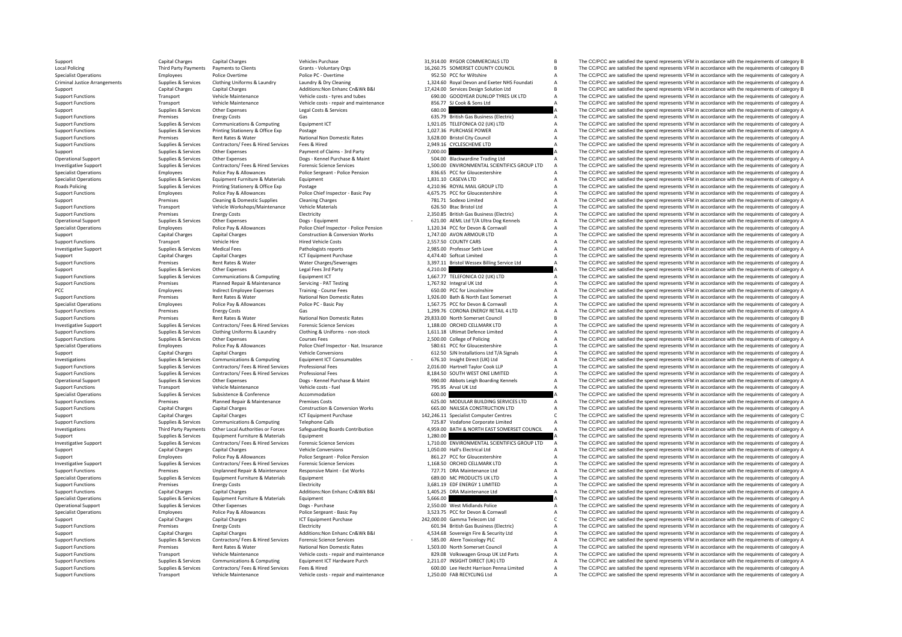| | | | | | | | |
|---|---|---|---|---|---|---|---|
| Support | Capital Charges | Capital Charges | Vehicles Purchase | 31,914.00 | RYGOR COMMERCIALS LTD | B | The CC/PCC are satisfied the spend represents VFM in accordance with the requirements of category B |
| Local Policing | Third Party Payments | Payments to Clients | Grants - Voluntary Orgs | 16,260.75 | SOMERSET COUNTY COUNCIL | B | The CC/PCC are satisfied the spend represents VFM in accordance with the requirements of category B |
| Specialist Operations | Employees | Police Overtime | Police PC - Overtime | 952.50 | PCC for Wiltshire | A | The CC/PCC are satisfied the spend represents VFM in accordance with the requirements of category A |
| Criminal Justice Arrangements | Supplies & Services | Clothing Uniforms & Laundry | Laundry & Dry Cleaning | 1,324.60 | Royal Devon and Exeter NHS Foundati | A | The CC/PCC are satisfied the spend represents VFM in accordance with the requirements of category A |
| Support | Capital Charges | Capital Charges | Additions:Non Enhanc Cn&Wk B&I | 17,424.00 | Services Design Solution Ltd | B | The CC/PCC are satisfied the spend represents VFM in accordance with the requirements of category B |
| Support Functions | Transport | Vehicle Maintenance | Vehicle costs - tyres and tubes | 690.00 | GOODYEAR DUNLOP TYRES UK LTD | A | The CC/PCC are satisfied the spend represents VFM in accordance with the requirements of category A |
| Support Functions | Transport | Vehicle Maintenance | Vehicle costs - repair and maintenance | 856.77 | SJ Cook & Sons Ltd | A | The CC/PCC are satisfied the spend represents VFM in accordance with the requirements of category A |
| Support | Supplies & Services | Other Expenses | Legal Costs & Services | 680.00 | | A | The CC/PCC are satisfied the spend represents VFM in accordance with the requirements of category A |
| Support Functions | Premises | Energy Costs | Gas | 635.79 | British Gas Business (Electric) | A | The CC/PCC are satisfied the spend represents VFM in accordance with the requirements of category A |
| Support Functions | Supplies & Services | Communications & Computing | Equipment ICT | 1,921.05 | TELEFONICA O2 (UK) LTD | A | The CC/PCC are satisfied the spend represents VFM in accordance with the requirements of category A |
| Support Functions | Supplies & Services | Printing Stationery & Office Exp | Postage | 1,027.36 | PURCHASE POWER | A | The CC/PCC are satisfied the spend represents VFM in accordance with the requirements of category A |
| Support Functions | Premises | Rent Rates & Water | National Non Domestic Rates | 3,628.00 | Bristol City Council | A | The CC/PCC are satisfied the spend represents VFM in accordance with the requirements of category A |
| Support Functions | Supplies & Services | Contractors/ Fees & Hired Services | Fees & Hired | 2,949.16 | CYCLESCHEME LTD | A | The CC/PCC are satisfied the spend represents VFM in accordance with the requirements of category A |
| Support | Supplies & Services | Other Expenses | Payment of Claims - 3rd Party | 7,000.00 | | A | The CC/PCC are satisfied the spend represents VFM in accordance with the requirements of category A |
| Operational Support | Supplies & Services | Other Expenses | Dogs - Kennel Purchase & Maint | 504.00 | Blackwardine Trading Ltd | A | The CC/PCC are satisfied the spend represents VFM in accordance with the requirements of category A |
| Investigative Support | Supplies & Services | Contractors/ Fees & Hired Services | Forensic Science Services | 1,500.00 | ENVIRONMENTAL SCIENTIFICS GROUP LTD | A | The CC/PCC are satisfied the spend represents VFM in accordance with the requirements of category A |
| Specialist Operations | Employees | Police Pay & Allowances | Police Sergeant - Police Pension | 836.65 | PCC for Gloucestershire | A | The CC/PCC are satisfied the spend represents VFM in accordance with the requirements of category A |
| Specialist Operations | Supplies & Services | Equipment Furniture & Materials | Equipment | 1,831.10 | CASEVA LTD | A | The CC/PCC are satisfied the spend represents VFM in accordance with the requirements of category A |
| Roads Policing | Supplies & Services | Printing Stationery & Office Exp | Postage | 4,210.96 | ROYAL MAIL GROUP LTD | A | The CC/PCC are satisfied the spend represents VFM in accordance with the requirements of category A |
| Support Functions | Employees | Police Pay & Allowances | Police Chief Inspector - Basic Pay | 4,675.75 | PCC for Gloucestershire | A | The CC/PCC are satisfied the spend represents VFM in accordance with the requirements of category A |
| Support | Premises | Cleaning & Domestic Supplies | Cleaning Charges | 781.71 | Sodexo Limited | A | The CC/PCC are satisfied the spend represents VFM in accordance with the requirements of category A |
| Support Functions | Transport | Vehicle Workshops/Maintenance | Vehicle Materials | 626.50 | Btac Bristol Ltd | A | The CC/PCC are satisfied the spend represents VFM in accordance with the requirements of category A |
| Support Functions | Premises | Energy Costs | Electricity | 2,350.85 | British Gas Business (Electric) | A | The CC/PCC are satisfied the spend represents VFM in accordance with the requirements of category A |
| Operational Support | Supplies & Services | Other Expenses | Dogs - Equipment | - 621.00 | AEML Ltd T/A Ultra Dog Kennels | A | The CC/PCC are satisfied the spend represents VFM in accordance with the requirements of category A |
| Specialist Operations | Employees | Police Pay & Allowances | Police Chief Inspector - Police Pension | 1,120.34 | PCC for Devon & Cornwall | A | The CC/PCC are satisfied the spend represents VFM in accordance with the requirements of category A |
| Support | Capital Charges | Capital Charges | Construction & Conversion Works | 1,747.00 | AVON ARMOUR LTD | A | The CC/PCC are satisfied the spend represents VFM in accordance with the requirements of category A |
| Support Functions | Transport | Vehicle Hire | Hired Vehicle Costs | 2,557.50 | COUNTY CARS | A | The CC/PCC are satisfied the spend represents VFM in accordance with the requirements of category A |
| Investigative Support | Supplies & Services | Medical Fees | Pathologists reports | 2,985.00 | Professor Seth Love | A | The CC/PCC are satisfied the spend represents VFM in accordance with the requirements of category A |
| Support | Capital Charges | Capital Charges | ICT Equipment Purchase | 4,474.40 | Softcat Limited | A | The CC/PCC are satisfied the spend represents VFM in accordance with the requirements of category A |
| Support Functions | Premises | Rent Rates & Water | Water Charges/Sewerages | 3,397.11 | Bristol Wessex Billing Service Ltd | A | The CC/PCC are satisfied the spend represents VFM in accordance with the requirements of category A |
| Support | Supplies & Services | Other Expenses | Legal Fees 3rd Party | 4,210.00 | | A | The CC/PCC are satisfied the spend represents VFM in accordance with the requirements of category A |
| Support Functions | Supplies & Services | Communications & Computing | Equipment ICT | 1,667.77 | TELEFONICA O2 (UK) LTD | A | The CC/PCC are satisfied the spend represents VFM in accordance with the requirements of category A |
| Support Functions | Premises | Planned Repair & Maintenance | Servicing - PAT Testing | 1,767.92 | Integral UK Ltd | A | The CC/PCC are satisfied the spend represents VFM in accordance with the requirements of category A |
| PCC | Employees | Indirect Employee Expenses | Training - Course Fees | 650.00 | PCC for Lincolnshire | A | The CC/PCC are satisfied the spend represents VFM in accordance with the requirements of category A |
| Support Functions | Premises | Rent Rates & Water | National Non Domestic Rates | 1,926.00 | Bath & North East Somerset | A | The CC/PCC are satisfied the spend represents VFM in accordance with the requirements of category A |
| Specialist Operations | Employees | Police Pay & Allowances | Police PC - Basic Pay | 1,567.75 | PCC for Devon & Cornwall | A | The CC/PCC are satisfied the spend represents VFM in accordance with the requirements of category A |
| Support Functions | Premises | Energy Costs | Gas | 1,299.76 | CORONA ENERGY RETAIL 4 LTD | A | The CC/PCC are satisfied the spend represents VFM in accordance with the requirements of category A |
| Support Functions | Premises | Rent Rates & Water | National Non Domestic Rates | 29,833.00 | North Somerset Council | B | The CC/PCC are satisfied the spend represents VFM in accordance with the requirements of category B |
| Investigative Support | Supplies & Services | Contractors/ Fees & Hired Services | Forensic Science Services | 1,188.00 | ORCHID CELLMARK LTD | A | The CC/PCC are satisfied the spend represents VFM in accordance with the requirements of category A |
| Support Functions | Supplies & Services | Clothing Uniforms & Laundry | Clothing & Uniforms - non-stock | 1,611.18 | Ultimat Defence Limited | A | The CC/PCC are satisfied the spend represents VFM in accordance with the requirements of category A |
| Support Functions | Supplies & Services | Other Expenses | Courses Fees | 2,500.00 | College of Policing | A | The CC/PCC are satisfied the spend represents VFM in accordance with the requirements of category A |
| Specialist Operations | Employees | Police Pay & Allowances | Police Chief Inspector - Nat. Insurance | 580.61 | PCC for Gloucestershire | A | The CC/PCC are satisfied the spend represents VFM in accordance with the requirements of category A |
| Support | Capital Charges | Capital Charges | Vehicle Conversions | 612.50 | SJN Installations Ltd T/A Signals | A | The CC/PCC are satisfied the spend represents VFM in accordance with the requirements of category A |
| Investigations | Supplies & Services | Communications & Computing | Equipment ICT Consumables | - 676.10 | Insight Direct (UK) Ltd | A | The CC/PCC are satisfied the spend represents VFM in accordance with the requirements of category A |
| Support Functions | Supplies & Services | Contractors/ Fees & Hired Services | Professional Fees | 2,016.00 | Hartnell Taylor Cook LLP | A | The CC/PCC are satisfied the spend represents VFM in accordance with the requirements of category A |
| Support Functions | Supplies & Services | Contractors/ Fees & Hired Services | Professional Fees | 8,184.50 | SOUTH WEST ONE LIMITED | A | The CC/PCC are satisfied the spend represents VFM in accordance with the requirements of category A |
| Operational Support | Supplies & Services | Other Expenses | Dogs - Kennel Purchase & Maint | 990.00 | Abbots Leigh Boarding Kennels | A | The CC/PCC are satisfied the spend represents VFM in accordance with the requirements of category A |
| Support Functions | Transport | Vehicle Maintenance | Vehicle costs - fuel | 795.95 | Arval UK Ltd | A | The CC/PCC are satisfied the spend represents VFM in accordance with the requirements of category A |
| Specialist Operations | Supplies & Services | Subsistence & Conference | Accommodation | 600.00 | | A | The CC/PCC are satisfied the spend represents VFM in accordance with the requirements of category A |
| Support Functions | Premises | Planned Repair & Maintenance | Premises Costs | 625.00 | MODULAR BUILDING SERVICES LTD | A | The CC/PCC are satisfied the spend represents VFM in accordance with the requirements of category A |
| Support Functions | Capital Charges | Capital Charges | Construction & Conversion Works | 665.00 | NAILSEA CONSTRUCTION LTD | A | The CC/PCC are satisfied the spend represents VFM in accordance with the requirements of category A |
| Support | Capital Charges | Capital Charges | ICT Equipment Purchase | 142,246.11 | Specialist Computer Centres | C | The CC/PCC are satisfied the spend represents VFM in accordance with the requirements of category C |
| Support Functions | Supplies & Services | Communications & Computing | Telephone Calls | 725.87 | Vodafone Corporate Limited | A | The CC/PCC are satisfied the spend represents VFM in accordance with the requirements of category A |
| Investigations | Third Party Payments | Other Local Authorities or Forces | Safeguarding Boards Contribution | 4,959.00 | BATH & NORTH EAST SOMERSET COUNCIL | A | The CC/PCC are satisfied the spend represents VFM in accordance with the requirements of category A |
| Support | Supplies & Services | Equipment Furniture & Materials | Equipment | 1,280.00 | | A | The CC/PCC are satisfied the spend represents VFM in accordance with the requirements of category A |
| Investigative Support | Supplies & Services | Contractors/ Fees & Hired Services | Forensic Science Services | 1,710.00 | ENVIRONMENTAL SCIENTIFICS GROUP LTD | A | The CC/PCC are satisfied the spend represents VFM in accordance with the requirements of category A |
| Support | Capital Charges | Capital Charges | Vehicle Conversions | 1,050.00 | Hall's Electrical Ltd | A | The CC/PCC are satisfied the spend represents VFM in accordance with the requirements of category A |
| Support | Employees | Police Pay & Allowances | Police Sergeant - Police Pension | 861.27 | PCC for Gloucestershire | A | The CC/PCC are satisfied the spend represents VFM in accordance with the requirements of category A |
| Investigative Support | Supplies & Services | Contractors/ Fees & Hired Services | Forensic Science Services | 1,168.50 | ORCHID CELLMARK LTD | A | The CC/PCC are satisfied the spend represents VFM in accordance with the requirements of category A |
| Support Functions | Premises | Unplanned Repair & Maintenance | Responsive Maint - Ext Works | 727.71 | DRA Maintenance Ltd | A | The CC/PCC are satisfied the spend represents VFM in accordance with the requirements of category A |
| Specialist Operations | Supplies & Services | Equipment Furniture & Materials | Equipment | 689.00 | MC PRODUCTS UK LTD | A | The CC/PCC are satisfied the spend represents VFM in accordance with the requirements of category A |
| Support Functions | Premises | Energy Costs | Electricity | 3,681.19 | EDF ENERGY 1 LIMITED | A | The CC/PCC are satisfied the spend represents VFM in accordance with the requirements of category A |
| Support Functions | Capital Charges | Capital Charges | Additions:Non Enhanc Cn&Wk B&I | 1,405.25 | DRA Maintenance Ltd | A | The CC/PCC are satisfied the spend represents VFM in accordance with the requirements of category A |
| Specialist Operations | Supplies & Services | Equipment Furniture & Materials | Equipment | 5,666.00 | | A | The CC/PCC are satisfied the spend represents VFM in accordance with the requirements of category A |
| Operational Support | Supplies & Services | Other Expenses | Dogs - Purchase | 2,550.00 | West Midlands Police | A | The CC/PCC are satisfied the spend represents VFM in accordance with the requirements of category A |
| Specialist Operations | Employees | Police Pay & Allowances | Police Sergeant - Basic Pay | 3,523.75 | PCC for Devon & Cornwall | A | The CC/PCC are satisfied the spend represents VFM in accordance with the requirements of category A |
| Support | Capital Charges | Capital Charges | ICT Equipment Purchase | 242,000.00 | Gamma Telecom Ltd | C | The CC/PCC are satisfied the spend represents VFM in accordance with the requirements of category C |
| Support Functions | Premises | Energy Costs | Electricity | 601.94 | British Gas Business (Electric) | A | The CC/PCC are satisfied the spend represents VFM in accordance with the requirements of category A |
| Support | Capital Charges | Capital Charges | Additions:Non Enhanc Cn&Wk B&I | 4,534.68 | Sovereign Fire & Security Ltd | A | The CC/PCC are satisfied the spend represents VFM in accordance with the requirements of category A |
| Support Functions | Supplies & Services | Contractors/ Fees & Hired Services | Forensic Science Services | - 585.00 | Alere Toxicology PLC | A | The CC/PCC are satisfied the spend represents VFM in accordance with the requirements of category A |
| Support Functions | Premises | Rent Rates & Water | National Non Domestic Rates | 1,503.00 | North Somerset Council | A | The CC/PCC are satisfied the spend represents VFM in accordance with the requirements of category A |
| Support Functions | Transport | Vehicle Maintenance | Vehicle costs - repair and maintenance | 829.08 | Volkswagen Group UK Ltd Parts | A | The CC/PCC are satisfied the spend represents VFM in accordance with the requirements of category A |
| Support Functions | Supplies & Services | Communications & Computing | Equipment ICT Hardware Purch | 2,211.07 | INSIGHT DIRECT (UK) LTD | A | The CC/PCC are satisfied the spend represents VFM in accordance with the requirements of category A |
| Support Functions | Supplies & Services | Contractors/ Fees & Hired Services | Fees & Hired | 600.00 | Lee Hecht Harrison Penna Limited | A | The CC/PCC are satisfied the spend represents VFM in accordance with the requirements of category A |
| Support Functions | Transport | Vehicle Maintenance | Vehicle costs - repair and maintenance | 1,250.00 | FAB RECYCLING Ltd | A | The CC/PCC are satisfied the spend represents VFM in accordance with the requirements of category A |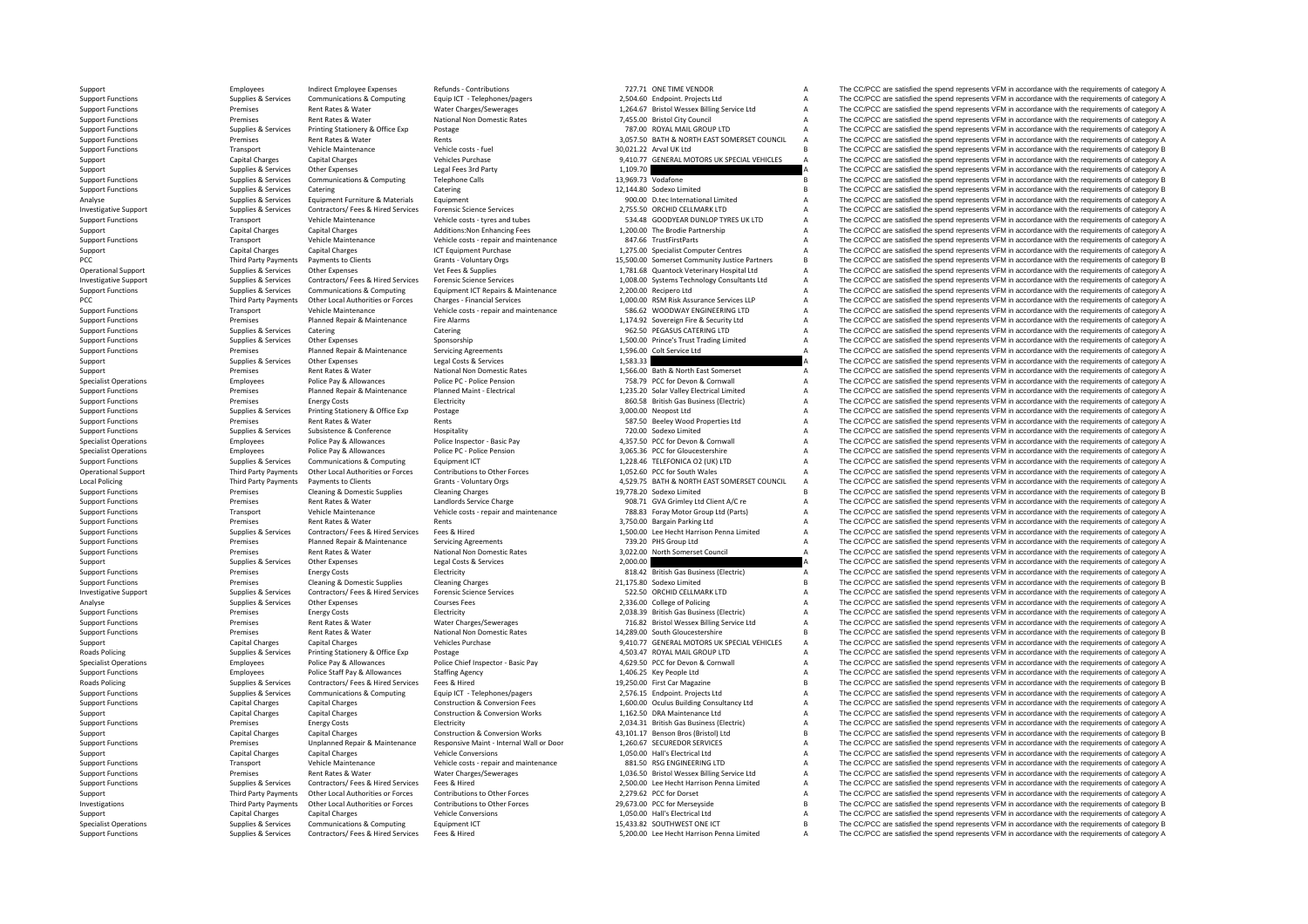| | | | | | | | |
|---|---|---|---|---|---|---|---|
| Support | Employees | Indirect Employee Expenses | Refunds - Contributions | 727.71 | ONE TIME VENDOR | A | The CC/PCC are satisfied the spend represents VFM in accordance with the requirements of category A |
| Support Functions | Supplies & Services | Communications & Computing | Equip ICT - Telephones/pagers | 2,504.60 | Endpoint. Projects Ltd | A | The CC/PCC are satisfied the spend represents VFM in accordance with the requirements of category A |
| Support Functions | Premises | Rent Rates & Water | Water Charges/Sewerages | 1,264.67 | Bristol Wessex Billing Service Ltd | A | The CC/PCC are satisfied the spend represents VFM in accordance with the requirements of category A |
| Support Functions | Premises | Rent Rates & Water | National Non Domestic Rates | 7,455.00 | Bristol City Council | A | The CC/PCC are satisfied the spend represents VFM in accordance with the requirements of category A |
| Support Functions | Supplies & Services | Printing Stationery & Office Exp | Postage | 787.00 | ROYAL MAIL GROUP LTD | A | The CC/PCC are satisfied the spend represents VFM in accordance with the requirements of category A |
| Support Functions | Premises | Rent Rates & Water | Rents | 3,057.50 | BATH & NORTH EAST SOMERSET COUNCIL | A | The CC/PCC are satisfied the spend represents VFM in accordance with the requirements of category A |
| Support Functions | Transport | Vehicle Maintenance | Vehicle costs - fuel | 30,021.22 | Arval UK Ltd | B | The CC/PCC are satisfied the spend represents VFM in accordance with the requirements of category B |
| Support | Capital Charges | Capital Charges | Vehicles Purchase | 9,410.77 | GENERAL MOTORS UK SPECIAL VEHICLES | A | The CC/PCC are satisfied the spend represents VFM in accordance with the requirements of category A |
| Support | Supplies & Services | Other Expenses | Legal Fees 3rd Party | 1,109.70 | | A | The CC/PCC are satisfied the spend represents VFM in accordance with the requirements of category A |
| Support Functions | Supplies & Services | Communications & Computing | Telephone Calls | 13,969.73 | Vodafone | B | The CC/PCC are satisfied the spend represents VFM in accordance with the requirements of category B |
| Support Functions | Supplies & Services | Catering | Catering | 12,144.80 | Sodexo Limited | B | The CC/PCC are satisfied the spend represents VFM in accordance with the requirements of category B |
| Analyse | Supplies & Services | Equipment Furniture & Materials | Equipment | 900.00 | D.tec International Limited | A | The CC/PCC are satisfied the spend represents VFM in accordance with the requirements of category A |
| Investigative Support | Supplies & Services | Contractors/ Fees & Hired Services | Forensic Science Services | 2,755.50 | ORCHID CELLMARK LTD | A | The CC/PCC are satisfied the spend represents VFM in accordance with the requirements of category A |
| Support Functions | Transport | Vehicle Maintenance | Vehicle costs - tyres and tubes | 534.48 | GOODYEAR DUNLOP TYRES UK LTD | A | The CC/PCC are satisfied the spend represents VFM in accordance with the requirements of category A |
| Support | Capital Charges | Capital Charges | Additions:Non Enhancing Fees | 1,200.00 | The Brodie Partnership | A | The CC/PCC are satisfied the spend represents VFM in accordance with the requirements of category A |
| Support Functions | Transport | Vehicle Maintenance | Vehicle costs - repair and maintenance | 847.66 | TrustFirstParts | A | The CC/PCC are satisfied the spend represents VFM in accordance with the requirements of category A |
| Support | Capital Charges | Capital Charges | ICT Equipment Purchase | 1,275.00 | Specialist Computer Centres | A | The CC/PCC are satisfied the spend represents VFM in accordance with the requirements of category A |
| PCC | Third Party Payments | Payments to Clients | Grants - Voluntary Orgs | 15,500.00 | Somerset Community Justice Partners | B | The CC/PCC are satisfied the spend represents VFM in accordance with the requirements of category B |
| Operational Support | Supplies & Services | Other Expenses | Vet Fees & Supplies | 1,781.68 | Quantock Veterinary Hospital Ltd | A | The CC/PCC are satisfied the spend represents VFM in accordance with the requirements of category A |
| Investigative Support | Supplies & Services | Contractors/ Fees & Hired Services | Forensic Science Services | 1,008.00 | Systems Technology Consultants Ltd | A | The CC/PCC are satisfied the spend represents VFM in accordance with the requirements of category A |
| Support Functions | Supplies & Services | Communications & Computing | Equipment ICT Repairs & Maintenance | 2,200.00 | Recipero Ltd | A | The CC/PCC are satisfied the spend represents VFM in accordance with the requirements of category A |
| PCC | Third Party Payments | Other Local Authorities or Forces | Charges - Financial Services | 1,000.00 | RSM Risk Assurance Services LLP | A | The CC/PCC are satisfied the spend represents VFM in accordance with the requirements of category A |
| Support Functions | Transport | Vehicle Maintenance | Vehicle costs - repair and maintenance | 586.62 | WOODWAY ENGINEERING LTD | A | The CC/PCC are satisfied the spend represents VFM in accordance with the requirements of category A |
| Support Functions | Premises | Planned Repair & Maintenance | Fire Alarms | 1,174.92 | Sovereign Fire & Security Ltd | A | The CC/PCC are satisfied the spend represents VFM in accordance with the requirements of category A |
| Support Functions | Supplies & Services | Catering | Catering | 962.50 | PEGASUS CATERING LTD | A | The CC/PCC are satisfied the spend represents VFM in accordance with the requirements of category A |
| Support Functions | Supplies & Services | Other Expenses | Sponsorship | 1,500.00 | Prince's Trust Trading Limited | A | The CC/PCC are satisfied the spend represents VFM in accordance with the requirements of category A |
| Support Functions | Premises | Planned Repair & Maintenance | Servicing Agreements | 1,596.00 | Colt Service Ltd | A | The CC/PCC are satisfied the spend represents VFM in accordance with the requirements of category A |
| Support | Supplies & Services | Other Expenses | Legal Costs & Services | 1,583.33 | | A | The CC/PCC are satisfied the spend represents VFM in accordance with the requirements of category A |
| Support | Premises | Rent Rates & Water | National Non Domestic Rates | 1,566.00 | Bath & North East Somerset | A | The CC/PCC are satisfied the spend represents VFM in accordance with the requirements of category A |
| Specialist Operations | Employees | Police Pay & Allowances | Police PC - Police Pension | 758.79 | PCC for Devon & Cornwall | A | The CC/PCC are satisfied the spend represents VFM in accordance with the requirements of category A |
| Support Functions | Premises | Planned Repair & Maintenance | Planned Maint - Electrical | 1,235.20 | Solar Valley Electrical Limited | A | The CC/PCC are satisfied the spend represents VFM in accordance with the requirements of category A |
| Support Functions | Premises | Energy Costs | Electricity | 860.58 | British Gas Business (Electric) | A | The CC/PCC are satisfied the spend represents VFM in accordance with the requirements of category A |
| Support Functions | Supplies & Services | Printing Stationery & Office Exp | Postage | 3,000.00 | Neopost Ltd | A | The CC/PCC are satisfied the spend represents VFM in accordance with the requirements of category A |
| Support Functions | Premises | Rent Rates & Water | Rents | 587.50 | Beeley Wood Properties Ltd | A | The CC/PCC are satisfied the spend represents VFM in accordance with the requirements of category A |
| Support Functions | Supplies & Services | Subsistence & Conference | Hospitality | 720.00 | Sodexo Limited | A | The CC/PCC are satisfied the spend represents VFM in accordance with the requirements of category A |
| Specialist Operations | Employees | Police Pay & Allowances | Police Inspector - Basic Pay | 4,357.50 | PCC for Devon & Cornwall | A | The CC/PCC are satisfied the spend represents VFM in accordance with the requirements of category A |
| Specialist Operations | Employees | Police Pay & Allowances | Police PC - Police Pension | 3,065.36 | PCC for Gloucestershire | A | The CC/PCC are satisfied the spend represents VFM in accordance with the requirements of category A |
| Support Functions | Supplies & Services | Communications & Computing | Equipment ICT | 1,228.46 | TELEFONICA O2 (UK) LTD | A | The CC/PCC are satisfied the spend represents VFM in accordance with the requirements of category A |
| Operational Support | Third Party Payments | Other Local Authorities or Forces | Contributions to Other Forces | 1,052.60 | PCC for South Wales | A | The CC/PCC are satisfied the spend represents VFM in accordance with the requirements of category A |
| Local Policing | Third Party Payments | Payments to Clients | Grants - Voluntary Orgs | 4,529.75 | BATH & NORTH EAST SOMERSET COUNCIL | A | The CC/PCC are satisfied the spend represents VFM in accordance with the requirements of category A |
| Support Functions | Premises | Cleaning & Domestic Supplies | Cleaning Charges | 19,778.20 | Sodexo Limited | B | The CC/PCC are satisfied the spend represents VFM in accordance with the requirements of category B |
| Support Functions | Premises | Rent Rates & Water | Landlords Service Charge | 908.71 | GVA Grimley Ltd Client A/C re | A | The CC/PCC are satisfied the spend represents VFM in accordance with the requirements of category A |
| Support Functions | Transport | Vehicle Maintenance | Vehicle costs - repair and maintenance | 788.83 | Foray Motor Group Ltd (Parts) | A | The CC/PCC are satisfied the spend represents VFM in accordance with the requirements of category A |
| Support Functions | Premises | Rent Rates & Water | Rents | 3,750.00 | Bargain Parking Ltd | A | The CC/PCC are satisfied the spend represents VFM in accordance with the requirements of category A |
| Support Functions | Supplies & Services | Contractors/ Fees & Hired Services | Fees & Hired | 1,500.00 | Lee Hecht Harrison Penna Limited | A | The CC/PCC are satisfied the spend represents VFM in accordance with the requirements of category A |
| Support Functions | Premises | Planned Repair & Maintenance | Servicing Agreements | 739.20 | PHS Group Ltd | A | The CC/PCC are satisfied the spend represents VFM in accordance with the requirements of category A |
| Support Functions | Premises | Rent Rates & Water | National Non Domestic Rates | 3,022.00 | North Somerset Council | A | The CC/PCC are satisfied the spend represents VFM in accordance with the requirements of category A |
| Support | Supplies & Services | Other Expenses | Legal Costs & Services | 2,000.00 | | A | The CC/PCC are satisfied the spend represents VFM in accordance with the requirements of category A |
| Support Functions | Premises | Energy Costs | Electricity | 818.42 | British Gas Business (Electric) | A | The CC/PCC are satisfied the spend represents VFM in accordance with the requirements of category A |
| Support Functions | Premises | Cleaning & Domestic Supplies | Cleaning Charges | 21,175.80 | Sodexo Limited | B | The CC/PCC are satisfied the spend represents VFM in accordance with the requirements of category B |
| Investigative Support | Supplies & Services | Contractors/ Fees & Hired Services | Forensic Science Services | 522.50 | ORCHID CELLMARK LTD | A | The CC/PCC are satisfied the spend represents VFM in accordance with the requirements of category A |
| Analyse | Supplies & Services | Other Expenses | Courses Fees | 2,336.00 | College of Policing | A | The CC/PCC are satisfied the spend represents VFM in accordance with the requirements of category A |
| Support Functions | Premises | Energy Costs | Electricity | 2,038.39 | British Gas Business (Electric) | A | The CC/PCC are satisfied the spend represents VFM in accordance with the requirements of category A |
| Support Functions | Premises | Rent Rates & Water | Water Charges/Sewerages | 716.82 | Bristol Wessex Billing Service Ltd | A | The CC/PCC are satisfied the spend represents VFM in accordance with the requirements of category A |
| Support Functions | Premises | Rent Rates & Water | National Non Domestic Rates | 14,289.00 | South Gloucestershire | B | The CC/PCC are satisfied the spend represents VFM in accordance with the requirements of category B |
| Support | Capital Charges | Capital Charges | Vehicles Purchase | 9,410.77 | GENERAL MOTORS UK SPECIAL VEHICLES | A | The CC/PCC are satisfied the spend represents VFM in accordance with the requirements of category A |
| Roads Policing | Supplies & Services | Printing Stationery & Office Exp | Postage | 4,503.47 | ROYAL MAIL GROUP LTD | A | The CC/PCC are satisfied the spend represents VFM in accordance with the requirements of category A |
| Specialist Operations | Employees | Police Pay & Allowances | Police Chief Inspector - Basic Pay | 4,629.50 | PCC for Devon & Cornwall | A | The CC/PCC are satisfied the spend represents VFM in accordance with the requirements of category A |
| Support Functions | Employees | Police Staff Pay & Allowances | Staffing Agency | 1,406.25 | Key People Ltd | A | The CC/PCC are satisfied the spend represents VFM in accordance with the requirements of category A |
| Roads Policing | Supplies & Services | Contractors/ Fees & Hired Services | Fees & Hired | 19,250.00 | First Car Magazine | B | The CC/PCC are satisfied the spend represents VFM in accordance with the requirements of category B |
| Support Functions | Supplies & Services | Communications & Computing | Equip ICT - Telephones/pagers | 2,576.15 | Endpoint. Projects Ltd | A | The CC/PCC are satisfied the spend represents VFM in accordance with the requirements of category A |
| Support Functions | Capital Charges | Capital Charges | Construction & Conversion Fees | 1,600.00 | Oculus Building Consultancy Ltd | A | The CC/PCC are satisfied the spend represents VFM in accordance with the requirements of category A |
| Support | Capital Charges | Capital Charges | Construction & Conversion Works | 1,162.50 | DRA Maintenance Ltd | A | The CC/PCC are satisfied the spend represents VFM in accordance with the requirements of category A |
| Support Functions | Premises | Energy Costs | Electricity | 2,034.31 | British Gas Business (Electric) | A | The CC/PCC are satisfied the spend represents VFM in accordance with the requirements of category A |
| Support | Capital Charges | Capital Charges | Construction & Conversion Works | 43,101.17 | Benson Bros (Bristol) Ltd | B | The CC/PCC are satisfied the spend represents VFM in accordance with the requirements of category B |
| Support Functions | Premises | Unplanned Repair & Maintenance | Responsive Maint - Internal Wall or Door | 1,260.67 | SECUREDOR SERVICES | A | The CC/PCC are satisfied the spend represents VFM in accordance with the requirements of category A |
| Support | Capital Charges | Capital Charges | Vehicle Conversions | 1,050.00 | Hall's Electrical Ltd | A | The CC/PCC are satisfied the spend represents VFM in accordance with the requirements of category A |
| Support Functions | Transport | Vehicle Maintenance | Vehicle costs - repair and maintenance | 881.50 | RSG ENGINEERING LTD | A | The CC/PCC are satisfied the spend represents VFM in accordance with the requirements of category A |
| Support Functions | Premises | Rent Rates & Water | Water Charges/Sewerages | 1,036.50 | Bristol Wessex Billing Service Ltd | A | The CC/PCC are satisfied the spend represents VFM in accordance with the requirements of category A |
| Support Functions | Supplies & Services | Contractors/ Fees & Hired Services | Fees & Hired | 2,500.00 | Lee Hecht Harrison Penna Limited | A | The CC/PCC are satisfied the spend represents VFM in accordance with the requirements of category A |
| Support | Third Party Payments | Other Local Authorities or Forces | Contributions to Other Forces | 2,279.62 | PCC for Dorset | A | The CC/PCC are satisfied the spend represents VFM in accordance with the requirements of category A |
| Investigations | Third Party Payments | Other Local Authorities or Forces | Contributions to Other Forces | 29,673.00 | PCC for Merseyside | B | The CC/PCC are satisfied the spend represents VFM in accordance with the requirements of category B |
| Support | Capital Charges | Capital Charges | Vehicle Conversions | 1,050.00 | Hall's Electrical Ltd | A | The CC/PCC are satisfied the spend represents VFM in accordance with the requirements of category A |
| Specialist Operations | Supplies & Services | Communications & Computing | Equipment ICT | 15,433.82 | SOUTHWEST ONE ICT | B | The CC/PCC are satisfied the spend represents VFM in accordance with the requirements of category B |
| Support Functions | Supplies & Services | Contractors/ Fees & Hired Services | Fees & Hired | 5,200.00 | Lee Hecht Harrison Penna Limited | A | The CC/PCC are satisfied the spend represents VFM in accordance with the requirements of category A |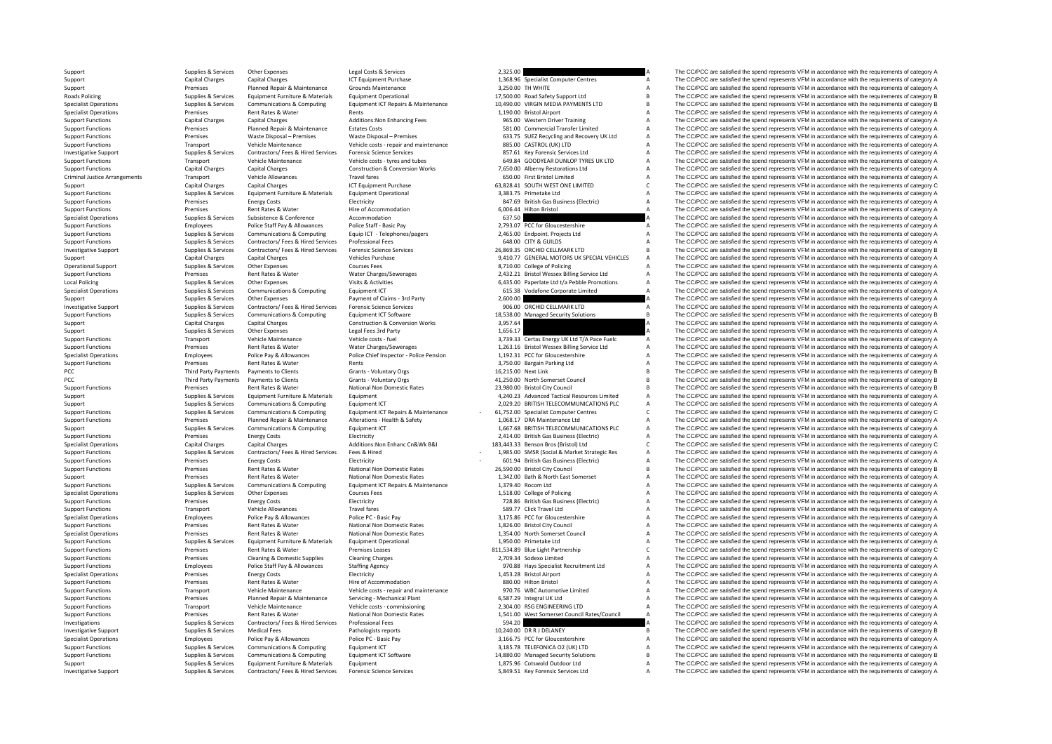| | | | | | | | |
|---|---|---|---|---|---|---|---|
| Support | Supplies & Services | Other Expenses | Legal Costs & Services | 2,325.00 | | A | The CC/PCC are satisfied the spend represents VFM in accordance with the requirements of category A |
| Support | Capital Charges | Capital Charges | ICT Equipment Purchase | 1,368.96 | Specialist Computer Centres | A | The CC/PCC are satisfied the spend represents VFM in accordance with the requirements of category A |
| Support | Premises | Planned Repair & Maintenance | Grounds Maintenance | 3,250.00 | TH WHITE | A | The CC/PCC are satisfied the spend represents VFM in accordance with the requirements of category A |
| Roads Policing | Supplies & Services | Equipment Furniture & Materials | Equipment Operational | 17,500.00 | Road Safety Support Ltd | B | The CC/PCC are satisfied the spend represents VFM in accordance with the requirements of category B |
| Specialist Operations | Supplies & Services | Communications & Computing | Equipment ICT Repairs & Maintenance | 10,490.00 | VIRGIN MEDIA PAYMENTS LTD | B | The CC/PCC are satisfied the spend represents VFM in accordance with the requirements of category B |
| Specialist Operations | Premises | Rent Rates & Water | Rents | 1,190.00 | Bristol Airport | A | The CC/PCC are satisfied the spend represents VFM in accordance with the requirements of category A |
| Support Functions | Capital Charges | Capital Charges | Additions:Non Enhancing Fees | 965.00 | Western Driver Training | A | The CC/PCC are satisfied the spend represents VFM in accordance with the requirements of category A |
| Support Functions | Premises | Planned Repair & Maintenance | Estates Costs | 581.00 | Commercial Transfer Limited | A | The CC/PCC are satisfied the spend represents VFM in accordance with the requirements of category A |
| Support Functions | Premises | Waste Disposal – Premises | Waste Disposal – Premises | 633.75 | SUEZ Recycling and Recovery UK Ltd | A | The CC/PCC are satisfied the spend represents VFM in accordance with the requirements of category A |
| Support Functions | Transport | Vehicle Maintenance | Vehicle costs - repair and maintenance | 885.00 | CASTROL (UK) LTD | A | The CC/PCC are satisfied the spend represents VFM in accordance with the requirements of category A |
| Investigative Support | Supplies & Services | Contractors/ Fees & Hired Services | Forensic Science Services | 857.61 | Key Forensic Services Ltd | A | The CC/PCC are satisfied the spend represents VFM in accordance with the requirements of category A |
| Support Functions | Transport | Vehicle Maintenance | Vehicle costs - tyres and tubes | 649.84 | GOODYEAR DUNLOP TYRES UK LTD | A | The CC/PCC are satisfied the spend represents VFM in accordance with the requirements of category A |
| Support Functions | Capital Charges | Capital Charges | Construction & Conversion Works | 7,650.00 | Alberny Restorations Ltd | A | The CC/PCC are satisfied the spend represents VFM in accordance with the requirements of category A |
| Criminal Justice Arrangements | Transport | Vehicle Allowances | Travel fares | 650.00 | First Bristol Limited | A | The CC/PCC are satisfied the spend represents VFM in accordance with the requirements of category A |
| Support | Capital Charges | Capital Charges | ICT Equipment Purchase | 63,828.41 | SOUTH WEST ONE LIMITED | C | The CC/PCC are satisfied the spend represents VFM in accordance with the requirements of category C |
| Support Functions | Supplies & Services | Equipment Furniture & Materials | Equipment Operational | 3,383.75 | Primetake Ltd | A | The CC/PCC are satisfied the spend represents VFM in accordance with the requirements of category A |
| Support Functions | Premises | Energy Costs | Electricity | 847.69 | British Gas Business (Electric) | A | The CC/PCC are satisfied the spend represents VFM in accordance with the requirements of category A |
| Support Functions | Premises | Rent Rates & Water | Hire of Accommodation | 6,006.44 | Hilton Bristol | A | The CC/PCC are satisfied the spend represents VFM in accordance with the requirements of category A |
| Specialist Operations | Supplies & Services | Subsistence & Conference | Accommodation | 637.50 | | A | The CC/PCC are satisfied the spend represents VFM in accordance with the requirements of category A |
| Support Functions | Employees | Police Staff Pay & Allowances | Police Staff - Basic Pay | 2,793.07 | PCC for Gloucestershire | A | The CC/PCC are satisfied the spend represents VFM in accordance with the requirements of category A |
| Support Functions | Supplies & Services | Communications & Computing | Equip ICT - Telephones/pagers | 2,465.00 | Endpoint. Projects Ltd | A | The CC/PCC are satisfied the spend represents VFM in accordance with the requirements of category A |
| Support Functions | Supplies & Services | Contractors/ Fees & Hired Services | Professional Fees | 648.00 | CITY & GUILDS | A | The CC/PCC are satisfied the spend represents VFM in accordance with the requirements of category A |
| Investigative Support | Supplies & Services | Contractors/ Fees & Hired Services | Forensic Science Services | 26,869.35 | ORCHID CELLMARK LTD | B | The CC/PCC are satisfied the spend represents VFM in accordance with the requirements of category B |
| Support | Capital Charges | Capital Charges | Vehicles Purchase | 9,410.77 | GENERAL MOTORS UK SPECIAL VEHICLES | A | The CC/PCC are satisfied the spend represents VFM in accordance with the requirements of category A |
| Operational Support | Supplies & Services | Other Expenses | Courses Fees | 8,710.00 | College of Policing | A | The CC/PCC are satisfied the spend represents VFM in accordance with the requirements of category A |
| Support Functions | Premises | Rent Rates & Water | Water Charges/Sewerages | 2,432.21 | Bristol Wessex Billing Service Ltd | A | The CC/PCC are satisfied the spend represents VFM in accordance with the requirements of category A |
| Local Policing | Supplies & Services | Other Expenses | Visits & Activities | 6,435.00 | Paperlate Ltd t/a Pebble Promotions | A | The CC/PCC are satisfied the spend represents VFM in accordance with the requirements of category A |
| Specialist Operations | Supplies & Services | Communications & Computing | Equipment ICT | 615.38 | Vodafone Corporate Limited | A | The CC/PCC are satisfied the spend represents VFM in accordance with the requirements of category A |
| Support | Supplies & Services | Other Expenses | Payment of Claims - 3rd Party | 2,600.00 | | A | The CC/PCC are satisfied the spend represents VFM in accordance with the requirements of category A |
| Investigative Support | Supplies & Services | Contractors/ Fees & Hired Services | Forensic Science Services | 906.00 | ORCHID CELLMARK LTD | A | The CC/PCC are satisfied the spend represents VFM in accordance with the requirements of category A |
| Support Functions | Supplies & Services | Communications & Computing | Equipment ICT Software | 18,538.00 | Managed Security Solutions | B | The CC/PCC are satisfied the spend represents VFM in accordance with the requirements of category B |
| Support | Capital Charges | Capital Charges | Construction & Conversion Works | 3,957.64 | | A | The CC/PCC are satisfied the spend represents VFM in accordance with the requirements of category A |
| Support | Supplies & Services | Other Expenses | Legal Fees 3rd Party | 1,656.17 | | A | The CC/PCC are satisfied the spend represents VFM in accordance with the requirements of category A |
| Support Functions | Transport | Vehicle Maintenance | Vehicle costs - fuel | 3,739.33 | Certas Energy UK Ltd T/A Pace Fuelc | A | The CC/PCC are satisfied the spend represents VFM in accordance with the requirements of category A |
| Support Functions | Premises | Rent Rates & Water | Water Charges/Sewerages | 1,263.16 | Bristol Wessex Billing Service Ltd | A | The CC/PCC are satisfied the spend represents VFM in accordance with the requirements of category A |
| Specialist Operations | Employees | Police Pay & Allowances | Police Chief Inspector - Police Pension | 1,192.31 | PCC for Gloucestershire | A | The CC/PCC are satisfied the spend represents VFM in accordance with the requirements of category A |
| Support Functions | Premises | Rent Rates & Water | Rents | 3,750.00 | Bargain Parking Ltd | A | The CC/PCC are satisfied the spend represents VFM in accordance with the requirements of category A |
| PCC | Third Party Payments | Payments to Clients | Grants - Voluntary Orgs | 16,215.00 | Next Link | B | The CC/PCC are satisfied the spend represents VFM in accordance with the requirements of category B |
| PCC | Third Party Payments | Payments to Clients | Grants - Voluntary Orgs | 41,250.00 | North Somerset Council | B | The CC/PCC are satisfied the spend represents VFM in accordance with the requirements of category B |
| Support Functions | Premises | Rent Rates & Water | National Non Domestic Rates | 23,980.00 | Bristol City Council | B | The CC/PCC are satisfied the spend represents VFM in accordance with the requirements of category B |
| Support | Supplies & Services | Equipment Furniture & Materials | Equipment | 4,240.23 | Advanced Tactical Resources Limited | A | The CC/PCC are satisfied the spend represents VFM in accordance with the requirements of category A |
| Support | Supplies & Services | Communications & Computing | Equipment ICT | 2,029.20 | BRITISH TELECOMMUNICATIONS PLC | A | The CC/PCC are satisfied the spend represents VFM in accordance with the requirements of category A |
| Support Functions | Supplies & Services | Communications & Computing | Equipment ICT Repairs & Maintenance | - 61,752.00 | Specialist Computer Centres | C | The CC/PCC are satisfied the spend represents VFM in accordance with the requirements of category C |
| Support Functions | Premises | Planned Repair & Maintenance | Alterations - Health & Safety | 1,068.17 | DRA Maintenance Ltd | A | The CC/PCC are satisfied the spend represents VFM in accordance with the requirements of category A |
| Support | Supplies & Services | Communications & Computing | Equipment ICT | 1,667.68 | BRITISH TELECOMMUNICATIONS PLC | A | The CC/PCC are satisfied the spend represents VFM in accordance with the requirements of category A |
| Support Functions | Premises | Energy Costs | Electricity | 2,414.00 | British Gas Business (Electric) | A | The CC/PCC are satisfied the spend represents VFM in accordance with the requirements of category A |
| Specialist Operations | Capital Charges | Capital Charges | Additions:Non Enhanc Cn&Wk B&I | 183,443.33 | Benson Bros (Bristol) Ltd | C | The CC/PCC are satisfied the spend represents VFM in accordance with the requirements of category C |
| Support Functions | Supplies & Services | Contractors/ Fees & Hired Services | Fees & Hired | - 1,985.00 | SMSR (Social & Market Strategic Res | A | The CC/PCC are satisfied the spend represents VFM in accordance with the requirements of category A |
| Support Functions | Premises | Energy Costs | Electricity | - 601.94 | British Gas Business (Electric) | A | The CC/PCC are satisfied the spend represents VFM in accordance with the requirements of category A |
| Support Functions | Premises | Rent Rates & Water | National Non Domestic Rates | 26,590.00 | Bristol City Council | B | The CC/PCC are satisfied the spend represents VFM in accordance with the requirements of category B |
| Support | Premises | Rent Rates & Water | National Non Domestic Rates | 1,342.00 | Bath & North East Somerset | A | The CC/PCC are satisfied the spend represents VFM in accordance with the requirements of category A |
| Support Functions | Supplies & Services | Communications & Computing | Equipment ICT Repairs & Maintenance | 1,379.40 | Rocom Ltd | A | The CC/PCC are satisfied the spend represents VFM in accordance with the requirements of category A |
| Specialist Operations | Supplies & Services | Other Expenses | Courses Fees | 1,518.00 | College of Policing | A | The CC/PCC are satisfied the spend represents VFM in accordance with the requirements of category A |
| Support Functions | Premises | Energy Costs | Electricity | 728.86 | British Gas Business (Electric) | A | The CC/PCC are satisfied the spend represents VFM in accordance with the requirements of category A |
| Support Functions | Transport | Vehicle Allowances | Travel fares | 589.77 | Click Travel Ltd | A | The CC/PCC are satisfied the spend represents VFM in accordance with the requirements of category A |
| Specialist Operations | Employees | Police Pay & Allowances | Police PC - Basic Pay | 3,175.86 | PCC for Gloucestershire | A | The CC/PCC are satisfied the spend represents VFM in accordance with the requirements of category A |
| Support Functions | Premises | Rent Rates & Water | National Non Domestic Rates | 1,826.00 | Bristol City Council | A | The CC/PCC are satisfied the spend represents VFM in accordance with the requirements of category A |
| Specialist Operations | Premises | Rent Rates & Water | National Non Domestic Rates | 1,354.00 | North Somerset Council | A | The CC/PCC are satisfied the spend represents VFM in accordance with the requirements of category A |
| Support Functions | Supplies & Services | Equipment Furniture & Materials | Equipment Operational | 1,950.00 | Primetake Ltd | A | The CC/PCC are satisfied the spend represents VFM in accordance with the requirements of category A |
| Support Functions | Premises | Rent Rates & Water | Premises Leases | 811,534.89 | Blue Light Partnership | C | The CC/PCC are satisfied the spend represents VFM in accordance with the requirements of category C |
| Support Functions | Premises | Cleaning & Domestic Supplies | Cleaning Charges | 2,709.34 | Sodexo Limited | A | The CC/PCC are satisfied the spend represents VFM in accordance with the requirements of category A |
| Support Functions | Employees | Police Staff Pay & Allowances | Staffing Agency | 970.88 | Hays Specialist Recruitment Ltd | A | The CC/PCC are satisfied the spend represents VFM in accordance with the requirements of category A |
| Specialist Operations | Premises | Energy Costs | Electricity | 1,453.28 | Bristol Airport | A | The CC/PCC are satisfied the spend represents VFM in accordance with the requirements of category A |
| Support Functions | Premises | Rent Rates & Water | Hire of Accommodation | 880.00 | Hilton Bristol | A | The CC/PCC are satisfied the spend represents VFM in accordance with the requirements of category A |
| Support Functions | Transport | Vehicle Maintenance | Vehicle costs - repair and maintenance | 970.76 | WBC Automotive Limited | A | The CC/PCC are satisfied the spend represents VFM in accordance with the requirements of category A |
| Support Functions | Premises | Planned Repair & Maintenance | Servicing - Mechanical Plant | 6,587.29 | Integral UK Ltd | A | The CC/PCC are satisfied the spend represents VFM in accordance with the requirements of category A |
| Support Functions | Transport | Vehicle Maintenance | Vehicle costs - commissioning | 2,304.00 | RSG ENGINEERING LTD | A | The CC/PCC are satisfied the spend represents VFM in accordance with the requirements of category A |
| Support Functions | Premises | Rent Rates & Water | National Non Domestic Rates | 1,541.00 | West Somerset Council Rates/Council | A | The CC/PCC are satisfied the spend represents VFM in accordance with the requirements of category A |
| Investigations | Supplies & Services | Contractors/ Fees & Hired Services | Professional Fees | 594.20 | | A | The CC/PCC are satisfied the spend represents VFM in accordance with the requirements of category A |
| Investigative Support | Supplies & Services | Medical Fees | Pathologists reports | 10,240.00 | DR R J DELANEY | B | The CC/PCC are satisfied the spend represents VFM in accordance with the requirements of category B |
| Specialist Operations | Employees | Police Pay & Allowances | Police PC - Basic Pay | 3,166.75 | PCC for Gloucestershire | A | The CC/PCC are satisfied the spend represents VFM in accordance with the requirements of category A |
| Support Functions | Supplies & Services | Communications & Computing | Equipment ICT | 3,185.78 | TELEFONICA O2 (UK) LTD | A | The CC/PCC are satisfied the spend represents VFM in accordance with the requirements of category A |
| Support Functions | Supplies & Services | Communications & Computing | Equipment ICT Software | 14,880.00 | Managed Security Solutions | B | The CC/PCC are satisfied the spend represents VFM in accordance with the requirements of category B |
| Support | Supplies & Services | Equipment Furniture & Materials | Equipment | 1,875.96 | Cotswold Outdoor Ltd | A | The CC/PCC are satisfied the spend represents VFM in accordance with the requirements of category A |
| Investigative Support | Supplies & Services | Contractors/ Fees & Hired Services | Forensic Science Services | 5,849.51 | Key Forensic Services Ltd | A | The CC/PCC are satisfied the spend represents VFM in accordance with the requirements of category A |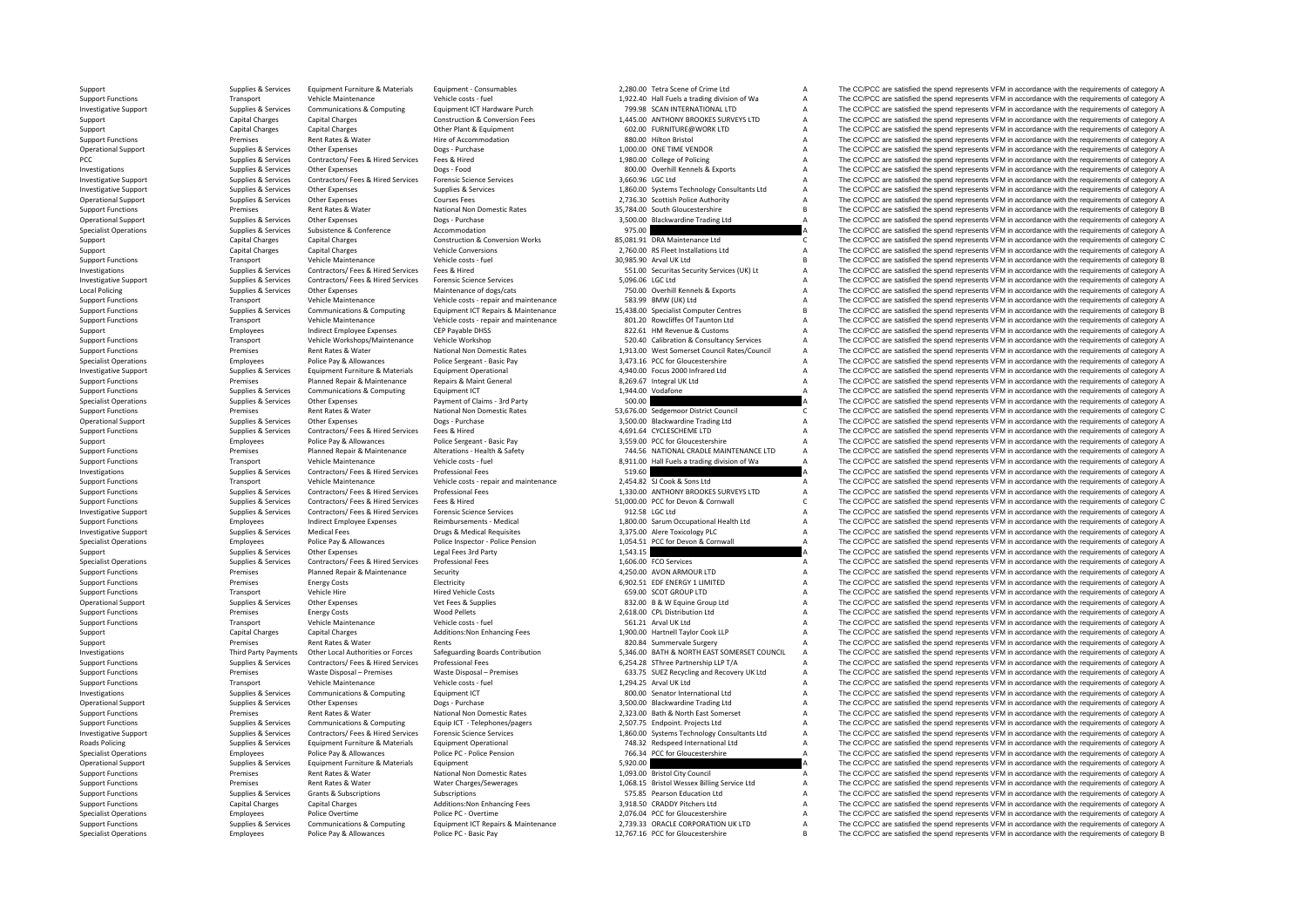| | | | | | | | |
|---|---|---|---|---|---|---|---|
| Support | Supplies & Services | Equipment Furniture & Materials | Equipment - Consumables | 2,280.00 | Tetra Scene of Crime Ltd | A | The CC/PCC are satisfied the spend represents VFM in accordance with the requirements of category A |
| Support Functions | Transport | Vehicle Maintenance | Vehicle costs - fuel | 1,922.40 | Hall Fuels a trading division of Wa | A | The CC/PCC are satisfied the spend represents VFM in accordance with the requirements of category A |
| Investigative Support | Supplies & Services | Communications & Computing | Equipment ICT Hardware Purch | 799.98 | SCAN INTERNATIONAL LTD | A | The CC/PCC are satisfied the spend represents VFM in accordance with the requirements of category A |
| Support | Capital Charges | Capital Charges | Construction & Conversion Fees | 1,445.00 | ANTHONY BROOKES SURVEYS LTD | A | The CC/PCC are satisfied the spend represents VFM in accordance with the requirements of category A |
| Support | Capital Charges | Capital Charges | Other Plant & Equipment | 602.00 | FURNITURE@WORK LTD | A | The CC/PCC are satisfied the spend represents VFM in accordance with the requirements of category A |
| Support Functions | Premises | Rent Rates & Water | Hire of Accommodation | 880.00 | Hilton Bristol | A | The CC/PCC are satisfied the spend represents VFM in accordance with the requirements of category A |
| Operational Support | Supplies & Services | Other Expenses | Dogs - Purchase | 1,000.00 | ONE TIME VENDOR | A | The CC/PCC are satisfied the spend represents VFM in accordance with the requirements of category A |
| PCC | Supplies & Services | Contractors/ Fees & Hired Services | Fees & Hired | 1,980.00 | College of Policing | A | The CC/PCC are satisfied the spend represents VFM in accordance with the requirements of category A |
| Investigations | Supplies & Services | Other Expenses | Dogs - Food | 800.00 | Overhill Kennels & Exports | A | The CC/PCC are satisfied the spend represents VFM in accordance with the requirements of category A |
| Investigative Support | Supplies & Services | Contractors/ Fees & Hired Services | Forensic Science Services | 3,660.96 | LGC Ltd | A | The CC/PCC are satisfied the spend represents VFM in accordance with the requirements of category A |
| Investigative Support | Supplies & Services | Other Expenses | Supplies & Services | 1,860.00 | Systems Technology Consultants Ltd | A | The CC/PCC are satisfied the spend represents VFM in accordance with the requirements of category A |
| Operational Support | Supplies & Services | Other Expenses | Courses Fees | 2,736.30 | Scottish Police Authority | A | The CC/PCC are satisfied the spend represents VFM in accordance with the requirements of category A |
| Support Functions | Premises | Rent Rates & Water | National Non Domestic Rates | 35,784.00 | South Gloucestershire | B | The CC/PCC are satisfied the spend represents VFM in accordance with the requirements of category B |
| Operational Support | Supplies & Services | Other Expenses | Dogs - Purchase | 3,500.00 | Blackwardine Trading Ltd | A | The CC/PCC are satisfied the spend represents VFM in accordance with the requirements of category A |
| Specialist Operations | Supplies & Services | Subsistence & Conference | Accommodation | 975.00 | | A | The CC/PCC are satisfied the spend represents VFM in accordance with the requirements of category A |
| Support | Capital Charges | Capital Charges | Construction & Conversion Works | 85,081.91 | DRA Maintenance Ltd | C | The CC/PCC are satisfied the spend represents VFM in accordance with the requirements of category C |
| Support | Capital Charges | Capital Charges | Vehicle Conversions | 2,760.00 | RS Fleet Installations Ltd | A | The CC/PCC are satisfied the spend represents VFM in accordance with the requirements of category A |
| Support Functions | Transport | Vehicle Maintenance | Vehicle costs - fuel | 30,985.90 | Arval UK Ltd | B | The CC/PCC are satisfied the spend represents VFM in accordance with the requirements of category B |
| Investigations | Supplies & Services | Contractors/ Fees & Hired Services | Fees & Hired | 551.00 | Securitas Security Services (UK) Lt | A | The CC/PCC are satisfied the spend represents VFM in accordance with the requirements of category A |
| Investigative Support | Supplies & Services | Contractors/ Fees & Hired Services | Forensic Science Services | 5,096.06 | LGC Ltd | A | The CC/PCC are satisfied the spend represents VFM in accordance with the requirements of category A |
| Local Policing | Supplies & Services | Other Expenses | Maintenance of dogs/cats | 750.00 | Overhill Kennels & Exports | A | The CC/PCC are satisfied the spend represents VFM in accordance with the requirements of category A |
| Support Functions | Transport | Vehicle Maintenance | Vehicle costs - repair and maintenance | 583.99 | BMW (UK) Ltd | A | The CC/PCC are satisfied the spend represents VFM in accordance with the requirements of category A |
| Support Functions | Supplies & Services | Communications & Computing | Equipment ICT Repairs & Maintenance | 15,438.00 | Specialist Computer Centres | B | The CC/PCC are satisfied the spend represents VFM in accordance with the requirements of category B |
| Support Functions | Transport | Vehicle Maintenance | Vehicle costs - repair and maintenance | 801.20 | Rowcliffes Of Taunton Ltd | A | The CC/PCC are satisfied the spend represents VFM in accordance with the requirements of category A |
| Support | Employees | Indirect Employee Expenses | CEP Payable DHSS | 822.61 | HM Revenue & Customs | A | The CC/PCC are satisfied the spend represents VFM in accordance with the requirements of category A |
| Support Functions | Transport | Vehicle Workshops/Maintenance | Vehicle Workshop | 520.40 | Calibration & Consultancy Services | A | The CC/PCC are satisfied the spend represents VFM in accordance with the requirements of category A |
| Support Functions | Premises | Rent Rates & Water | National Non Domestic Rates | 1,913.00 | West Somerset Council Rates/Council | A | The CC/PCC are satisfied the spend represents VFM in accordance with the requirements of category A |
| Specialist Operations | Employees | Police Pay & Allowances | Police Sergeant - Basic Pay | 3,473.16 | PCC for Gloucestershire | A | The CC/PCC are satisfied the spend represents VFM in accordance with the requirements of category A |
| Investigative Support | Supplies & Services | Equipment Furniture & Materials | Equipment Operational | 4,940.00 | Focus 2000 Infrared Ltd | A | The CC/PCC are satisfied the spend represents VFM in accordance with the requirements of category A |
| Support Functions | Premises | Planned Repair & Maintenance | Repairs & Maint General | 8,269.67 | Integral UK Ltd | A | The CC/PCC are satisfied the spend represents VFM in accordance with the requirements of category A |
| Support Functions | Supplies & Services | Communications & Computing | Equipment ICT | 1,944.00 | Vodafone | A | The CC/PCC are satisfied the spend represents VFM in accordance with the requirements of category A |
| Specialist Operations | Supplies & Services | Other Expenses | Payment of Claims - 3rd Party | 500.00 | | A | The CC/PCC are satisfied the spend represents VFM in accordance with the requirements of category A |
| Support Functions | Premises | Rent Rates & Water | National Non Domestic Rates | 53,676.00 | Sedgemoor District Council | C | The CC/PCC are satisfied the spend represents VFM in accordance with the requirements of category C |
| Operational Support | Supplies & Services | Other Expenses | Dogs - Purchase | 3,500.00 | Blackwardine Trading Ltd | A | The CC/PCC are satisfied the spend represents VFM in accordance with the requirements of category A |
| Support Functions | Supplies & Services | Contractors/ Fees & Hired Services | Fees & Hired | 4,691.64 | CYCLESCHEME LTD | A | The CC/PCC are satisfied the spend represents VFM in accordance with the requirements of category A |
| Support | Employees | Police Pay & Allowances | Police Sergeant - Basic Pay | 3,559.00 | PCC for Gloucestershire | A | The CC/PCC are satisfied the spend represents VFM in accordance with the requirements of category A |
| Support Functions | Premises | Planned Repair & Maintenance | Alterations - Health & Safety | 744.56 | NATIONAL CRADLE MAINTENANCE LTD | A | The CC/PCC are satisfied the spend represents VFM in accordance with the requirements of category A |
| Support Functions | Transport | Vehicle Maintenance | Vehicle costs - fuel | 8,911.00 | Hall Fuels a trading division of Wa | A | The CC/PCC are satisfied the spend represents VFM in accordance with the requirements of category A |
| Investigations | Supplies & Services | Contractors/ Fees & Hired Services | Professional Fees | 519.60 | | A | The CC/PCC are satisfied the spend represents VFM in accordance with the requirements of category A |
| Support Functions | Transport | Vehicle Maintenance | Vehicle costs - repair and maintenance | 2,454.82 | SJ Cook & Sons Ltd | A | The CC/PCC are satisfied the spend represents VFM in accordance with the requirements of category A |
| Support Functions | Supplies & Services | Contractors/ Fees & Hired Services | Professional Fees | 1,330.00 | ANTHONY BROOKES SURVEYS LTD | A | The CC/PCC are satisfied the spend represents VFM in accordance with the requirements of category A |
| Support Functions | Supplies & Services | Contractors/ Fees & Hired Services | Fees & Hired | 51,000.00 | PCC for Devon & Cornwall | C | The CC/PCC are satisfied the spend represents VFM in accordance with the requirements of category C |
| Investigative Support | Supplies & Services | Contractors/ Fees & Hired Services | Forensic Science Services | 912.58 | LGC Ltd | A | The CC/PCC are satisfied the spend represents VFM in accordance with the requirements of category A |
| Support Functions | Employees | Indirect Employee Expenses | Reimbursements - Medical | 1,800.00 | Sarum Occupational Health Ltd | A | The CC/PCC are satisfied the spend represents VFM in accordance with the requirements of category A |
| Investigative Support | Supplies & Services | Medical Fees | Drugs & Medical Requisites | 3,375.00 | Alere Toxicology PLC | A | The CC/PCC are satisfied the spend represents VFM in accordance with the requirements of category A |
| Specialist Operations | Employees | Police Pay & Allowances | Police Inspector - Police Pension | 1,054.51 | PCC for Devon & Cornwall | A | The CC/PCC are satisfied the spend represents VFM in accordance with the requirements of category A |
| Support | Supplies & Services | Other Expenses | Legal Fees 3rd Party | 1,543.15 | | A | The CC/PCC are satisfied the spend represents VFM in accordance with the requirements of category A |
| Specialist Operations | Supplies & Services | Contractors/ Fees & Hired Services | Professional Fees | 1,606.00 | FCO Services | A | The CC/PCC are satisfied the spend represents VFM in accordance with the requirements of category A |
| Support Functions | Premises | Planned Repair & Maintenance | Security | 4,250.00 | AVON ARMOUR LTD | A | The CC/PCC are satisfied the spend represents VFM in accordance with the requirements of category A |
| Support Functions | Premises | Energy Costs | Electricity | 6,902.51 | EDF ENERGY 1 LIMITED | A | The CC/PCC are satisfied the spend represents VFM in accordance with the requirements of category A |
| Support Functions | Transport | Vehicle Hire | Hired Vehicle Costs | 659.00 | SCOT GROUP LTD | A | The CC/PCC are satisfied the spend represents VFM in accordance with the requirements of category A |
| Operational Support | Supplies & Services | Other Expenses | Vet Fees & Supplies | 832.00 | B & W Equine Group Ltd | A | The CC/PCC are satisfied the spend represents VFM in accordance with the requirements of category A |
| Support Functions | Premises | Energy Costs | Wood Pellets | 2,618.00 | CPL Distribution Ltd | A | The CC/PCC are satisfied the spend represents VFM in accordance with the requirements of category A |
| Support Functions | Transport | Vehicle Maintenance | Vehicle costs - fuel | 561.21 | Arval UK Ltd | A | The CC/PCC are satisfied the spend represents VFM in accordance with the requirements of category A |
| Support | Capital Charges | Capital Charges | Additions:Non Enhancing Fees | 1,900.00 | Hartnell Taylor Cook LLP | A | The CC/PCC are satisfied the spend represents VFM in accordance with the requirements of category A |
| Support | Premises | Rent Rates & Water | Rents | 820.84 | Summervale Surgery | A | The CC/PCC are satisfied the spend represents VFM in accordance with the requirements of category A |
| Investigations | Third Party Payments | Other Local Authorities or Forces | Safeguarding Boards Contribution | 5,346.00 | BATH & NORTH EAST SOMERSET COUNCIL | A | The CC/PCC are satisfied the spend represents VFM in accordance with the requirements of category A |
| Support Functions | Supplies & Services | Contractors/ Fees & Hired Services | Professional Fees | 6,254.28 | SThree Partnership LLP T/A | A | The CC/PCC are satisfied the spend represents VFM in accordance with the requirements of category A |
| Support Functions | Premises | Waste Disposal – Premises | Waste Disposal – Premises | 633.75 | SUEZ Recycling and Recovery UK Ltd | A | The CC/PCC are satisfied the spend represents VFM in accordance with the requirements of category A |
| Support Functions | Transport | Vehicle Maintenance | Vehicle costs - fuel | 1,294.25 | Arval UK Ltd | A | The CC/PCC are satisfied the spend represents VFM in accordance with the requirements of category A |
| Investigations | Supplies & Services | Communications & Computing | Equipment ICT | 800.00 | Senator International Ltd | A | The CC/PCC are satisfied the spend represents VFM in accordance with the requirements of category A |
| Operational Support | Supplies & Services | Other Expenses | Dogs - Purchase | 3,500.00 | Blackwardine Trading Ltd | A | The CC/PCC are satisfied the spend represents VFM in accordance with the requirements of category A |
| Support Functions | Premises | Rent Rates & Water | National Non Domestic Rates | 2,323.00 | Bath & North East Somerset | A | The CC/PCC are satisfied the spend represents VFM in accordance with the requirements of category A |
| Support Functions | Supplies & Services | Communications & Computing | Equip ICT - Telephones/pagers | 2,507.75 | Endpoint. Projects Ltd | A | The CC/PCC are satisfied the spend represents VFM in accordance with the requirements of category A |
| Investigative Support | Supplies & Services | Contractors/ Fees & Hired Services | Forensic Science Services | 1,860.00 | Systems Technology Consultants Ltd | A | The CC/PCC are satisfied the spend represents VFM in accordance with the requirements of category A |
| Roads Policing | Supplies & Services | Equipment Furniture & Materials | Equipment Operational | 748.32 | Redspeed International Ltd | A | The CC/PCC are satisfied the spend represents VFM in accordance with the requirements of category A |
| Specialist Operations | Employees | Police Pay & Allowances | Police PC - Police Pension | 766.34 | PCC for Gloucestershire | A | The CC/PCC are satisfied the spend represents VFM in accordance with the requirements of category A |
| Operational Support | Supplies & Services | Equipment Furniture & Materials | Equipment | 5,920.00 | | A | The CC/PCC are satisfied the spend represents VFM in accordance with the requirements of category A |
| Support Functions | Premises | Rent Rates & Water | National Non Domestic Rates | 1,093.00 | Bristol City Council | A | The CC/PCC are satisfied the spend represents VFM in accordance with the requirements of category A |
| Support Functions | Premises | Rent Rates & Water | Water Charges/Sewerages | 1,068.15 | Bristol Wessex Billing Service Ltd | A | The CC/PCC are satisfied the spend represents VFM in accordance with the requirements of category A |
| Support Functions | Supplies & Services | Grants & Subscriptions | Subscriptions | 575.85 | Pearson Education Ltd | A | The CC/PCC are satisfied the spend represents VFM in accordance with the requirements of category A |
| Support Functions | Capital Charges | Capital Charges | Additions:Non Enhancing Fees | 3,918.50 | CRADDY Pitchers Ltd | A | The CC/PCC are satisfied the spend represents VFM in accordance with the requirements of category A |
| Specialist Operations | Employees | Police Overtime | Police PC - Overtime | 2,076.04 | PCC for Gloucestershire | A | The CC/PCC are satisfied the spend represents VFM in accordance with the requirements of category A |
| Support Functions | Supplies & Services | Communications & Computing | Equipment ICT Repairs & Maintenance | 2,739.33 | ORACLE CORPORATION UK LTD | A | The CC/PCC are satisfied the spend represents VFM in accordance with the requirements of category A |
| Specialist Operations | Employees | Police Pay & Allowances | Police PC - Basic Pay | 12,767.16 | PCC for Gloucestershire | B | The CC/PCC are satisfied the spend represents VFM in accordance with the requirements of category B |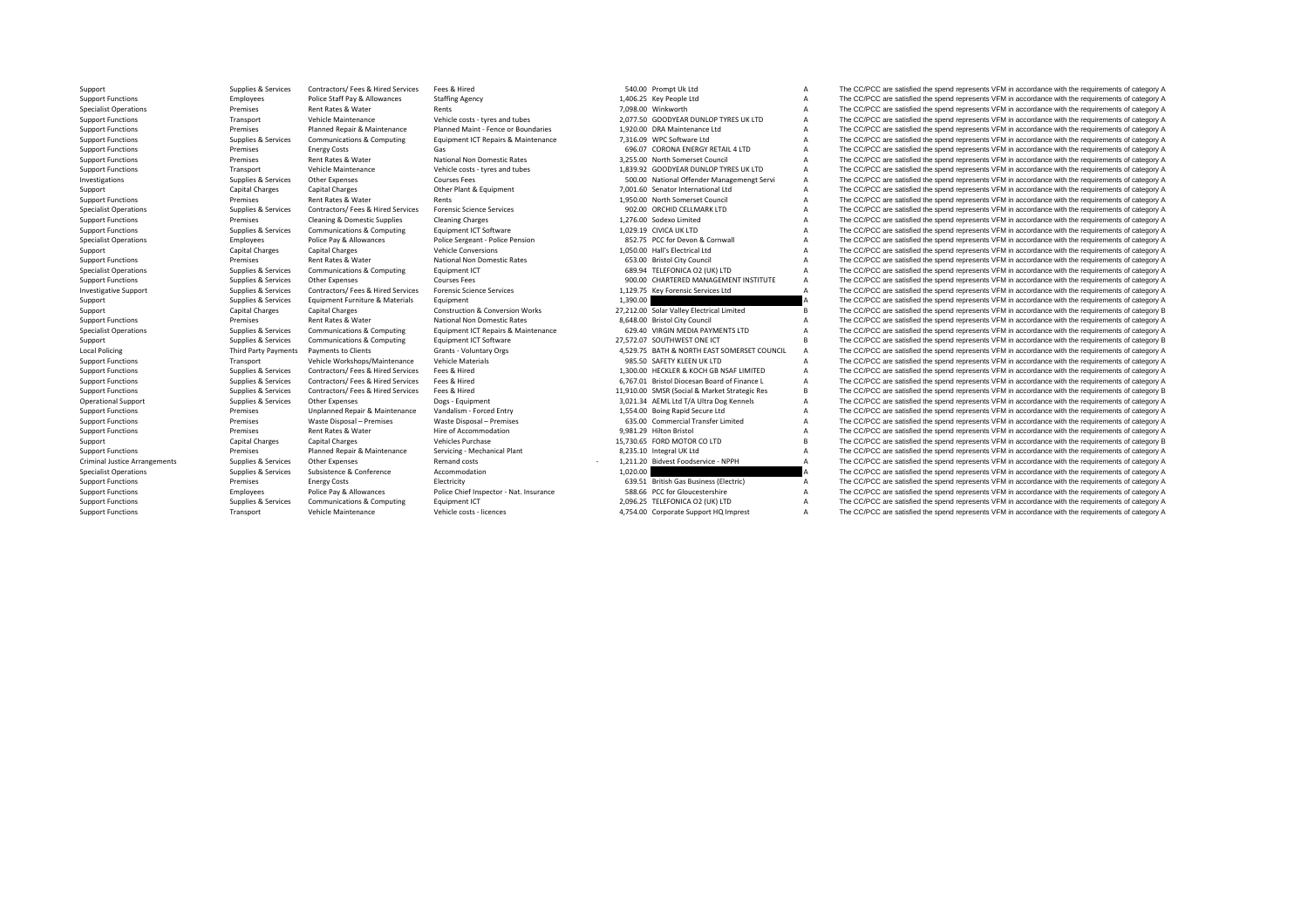| | | | | | | | |
|---|---|---|---|---|---|---|---|
| Support | Supplies & Services | Contractors/ Fees & Hired Services | Fees & Hired | 540.00 | Prompt Uk Ltd | A | The CC/PCC are satisfied the spend represents VFM in accordance with the requirements of category A |
| Support Functions | Employees | Police Staff Pay & Allowances | Staffing Agency | 1,406.25 | Key People Ltd | A | The CC/PCC are satisfied the spend represents VFM in accordance with the requirements of category A |
| Specialist Operations | Premises | Rent Rates & Water | Rents | 7,098.00 | Winkworth | A | The CC/PCC are satisfied the spend represents VFM in accordance with the requirements of category A |
| Support Functions | Transport | Vehicle Maintenance | Vehicle costs - tyres and tubes | 2,077.50 | GOODYEAR DUNLOP TYRES UK LTD | A | The CC/PCC are satisfied the spend represents VFM in accordance with the requirements of category A |
| Support Functions | Premises | Planned Repair & Maintenance | Planned Maint - Fence or Boundaries | 1,920.00 | DRA Maintenance Ltd | A | The CC/PCC are satisfied the spend represents VFM in accordance with the requirements of category A |
| Support Functions | Supplies & Services | Communications & Computing | Equipment ICT Repairs & Maintenance | 7,316.09 | WPC Software Ltd | A | The CC/PCC are satisfied the spend represents VFM in accordance with the requirements of category A |
| Support Functions | Premises | Energy Costs | Gas | 696.07 | CORONA ENERGY RETAIL 4 LTD | A | The CC/PCC are satisfied the spend represents VFM in accordance with the requirements of category A |
| Support Functions | Premises | Rent Rates & Water | National Non Domestic Rates | 3,255.00 | North Somerset Council | A | The CC/PCC are satisfied the spend represents VFM in accordance with the requirements of category A |
| Support Functions | Transport | Vehicle Maintenance | Vehicle costs - tyres and tubes | 1,839.92 | GOODYEAR DUNLOP TYRES UK LTD | A | The CC/PCC are satisfied the spend represents VFM in accordance with the requirements of category A |
| Investigations | Supplies & Services | Other Expenses | Courses Fees | 500.00 | National Offender Managemengt Servi | A | The CC/PCC are satisfied the spend represents VFM in accordance with the requirements of category A |
| Support | Capital Charges | Capital Charges | Other Plant & Equipment | 7,001.60 | Senator International Ltd | A | The CC/PCC are satisfied the spend represents VFM in accordance with the requirements of category A |
| Support Functions | Premises | Rent Rates & Water | Rents | 1,950.00 | North Somerset Council | A | The CC/PCC are satisfied the spend represents VFM in accordance with the requirements of category A |
| Specialist Operations | Supplies & Services | Contractors/ Fees & Hired Services | Forensic Science Services | 902.00 | ORCHID CELLMARK LTD | A | The CC/PCC are satisfied the spend represents VFM in accordance with the requirements of category A |
| Support Functions | Premises | Cleaning & Domestic Supplies | Cleaning Charges | 1,276.00 | Sodexo Limited | A | The CC/PCC are satisfied the spend represents VFM in accordance with the requirements of category A |
| Support Functions | Supplies & Services | Communications & Computing | Equipment ICT Software | 1,029.19 | CIVICA UK LTD | A | The CC/PCC are satisfied the spend represents VFM in accordance with the requirements of category A |
| Specialist Operations | Employees | Police Pay & Allowances | Police Sergeant - Police Pension | 852.75 | PCC for Devon & Cornwall | A | The CC/PCC are satisfied the spend represents VFM in accordance with the requirements of category A |
| Support | Capital Charges | Capital Charges | Vehicle Conversions | 1,050.00 | Hall's Electrical Ltd | A | The CC/PCC are satisfied the spend represents VFM in accordance with the requirements of category A |
| Support Functions | Premises | Rent Rates & Water | National Non Domestic Rates | 653.00 | Bristol City Council | A | The CC/PCC are satisfied the spend represents VFM in accordance with the requirements of category A |
| Specialist Operations | Supplies & Services | Communications & Computing | Equipment ICT | 689.94 | TELEFONICA O2 (UK) LTD | A | The CC/PCC are satisfied the spend represents VFM in accordance with the requirements of category A |
| Support Functions | Supplies & Services | Other Expenses | Courses Fees | 900.00 | CHARTERED MANAGEMENT INSTITUTE | A | The CC/PCC are satisfied the spend represents VFM in accordance with the requirements of category A |
| Investigative Support | Supplies & Services | Contractors/ Fees & Hired Services | Forensic Science Services | 1,129.75 | Key Forensic Services Ltd | A | The CC/PCC are satisfied the spend represents VFM in accordance with the requirements of category A |
| Support | Supplies & Services | Equipment Furniture & Materials | Equipment | 1,390.00 | | A | The CC/PCC are satisfied the spend represents VFM in accordance with the requirements of category A |
| Support | Capital Charges | Capital Charges | Construction & Conversion Works | 27,212.00 | Solar Valley Electrical Limited | B | The CC/PCC are satisfied the spend represents VFM in accordance with the requirements of category B |
| Support Functions | Premises | Rent Rates & Water | National Non Domestic Rates | 8,648.00 | Bristol City Council | A | The CC/PCC are satisfied the spend represents VFM in accordance with the requirements of category A |
| Specialist Operations | Supplies & Services | Communications & Computing | Equipment ICT Repairs & Maintenance | 629.40 | VIRGIN MEDIA PAYMENTS LTD | A | The CC/PCC are satisfied the spend represents VFM in accordance with the requirements of category A |
| Support | Supplies & Services | Communications & Computing | Equipment ICT Software | 27,572.07 | SOUTHWEST ONE ICT | B | The CC/PCC are satisfied the spend represents VFM in accordance with the requirements of category B |
| Local Policing | Third Party Payments | Payments to Clients | Grants - Voluntary Orgs | 4,529.75 | BATH & NORTH EAST SOMERSET COUNCIL | A | The CC/PCC are satisfied the spend represents VFM in accordance with the requirements of category A |
| Support Functions | Transport | Vehicle Workshops/Maintenance | Vehicle Materials | 985.50 | SAFETY KLEEN UK LTD | A | The CC/PCC are satisfied the spend represents VFM in accordance with the requirements of category A |
| Support Functions | Supplies & Services | Contractors/ Fees & Hired Services | Fees & Hired | 1,300.00 | HECKLER & KOCH GB NSAF LIMITED | A | The CC/PCC are satisfied the spend represents VFM in accordance with the requirements of category A |
| Support Functions | Supplies & Services | Contractors/ Fees & Hired Services | Fees & Hired | 6,767.01 | Bristol Diocesan Board of Finance L | A | The CC/PCC are satisfied the spend represents VFM in accordance with the requirements of category A |
| Support Functions | Supplies & Services | Contractors/ Fees & Hired Services | Fees & Hired | 11,910.00 | SMSR (Social & Market Strategic Res | B | The CC/PCC are satisfied the spend represents VFM in accordance with the requirements of category B |
| Operational Support | Supplies & Services | Other Expenses | Dogs - Equipment | 3,021.34 | AEML Ltd T/A Ultra Dog Kennels | A | The CC/PCC are satisfied the spend represents VFM in accordance with the requirements of category A |
| Support Functions | Premises | Unplanned Repair & Maintenance | Vandalism - Forced Entry | 1,554.00 | Boing Rapid Secure Ltd | A | The CC/PCC are satisfied the spend represents VFM in accordance with the requirements of category A |
| Support Functions | Premises | Waste Disposal – Premises | Waste Disposal – Premises | 635.00 | Commercial Transfer Limited | A | The CC/PCC are satisfied the spend represents VFM in accordance with the requirements of category A |
| Support Functions | Premises | Rent Rates & Water | Hire of Accommodation | 9,981.29 | Hilton Bristol | A | The CC/PCC are satisfied the spend represents VFM in accordance with the requirements of category A |
| Support | Capital Charges | Capital Charges | Vehicles Purchase | 15,730.65 | FORD MOTOR CO LTD | B | The CC/PCC are satisfied the spend represents VFM in accordance with the requirements of category B |
| Support Functions | Premises | Planned Repair & Maintenance | Servicing - Mechanical Plant | 8,235.10 | Integral UK Ltd | A | The CC/PCC are satisfied the spend represents VFM in accordance with the requirements of category A |
| Criminal Justice Arrangements | Supplies & Services | Other Expenses | Remand costs | - 1,211.20 | Bidvest Foodservice - NPPH | A | The CC/PCC are satisfied the spend represents VFM in accordance with the requirements of category A |
| Specialist Operations | Supplies & Services | Subsistence & Conference | Accommodation | 1,020.00 | | A | The CC/PCC are satisfied the spend represents VFM in accordance with the requirements of category A |
| Support Functions | Premises | Energy Costs | Electricity | 639.51 | British Gas Business (Electric) | A | The CC/PCC are satisfied the spend represents VFM in accordance with the requirements of category A |
| Support Functions | Employees | Police Pay & Allowances | Police Chief Inspector - Nat. Insurance | 588.66 | PCC for Gloucestershire | A | The CC/PCC are satisfied the spend represents VFM in accordance with the requirements of category A |
| Support Functions | Supplies & Services | Communications & Computing | Equipment ICT | 2,096.25 | TELEFONICA O2 (UK) LTD | A | The CC/PCC are satisfied the spend represents VFM in accordance with the requirements of category A |
| Support Functions | Transport | Vehicle Maintenance | Vehicle costs - licences | 4,754.00 | Corporate Support HQ Imprest | A | The CC/PCC are satisfied the spend represents VFM in accordance with the requirements of category A |